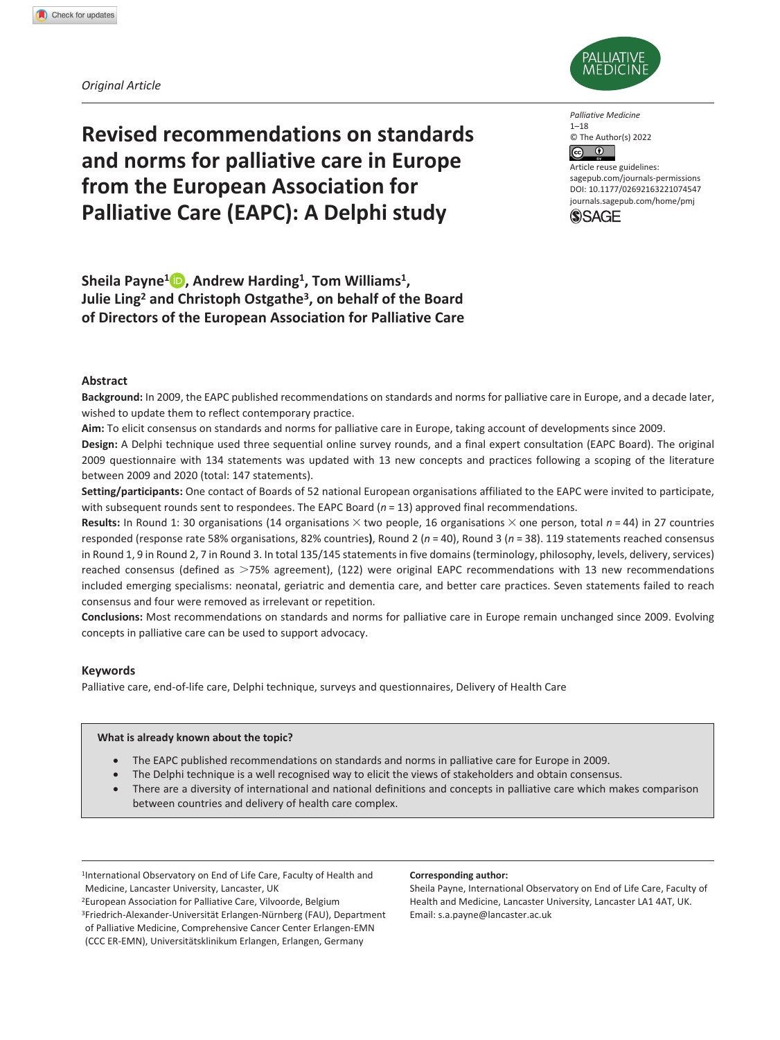*Original Article*

# Revised recommendations on standards and norms for palliative care in Europe from the European Association for Palliative Care (EAPC): A Delphi study

**Sheila Payne[1], Andrew Harding[1], Tom Williams[1], Julie Ling[2] and Christoph Ostgathe[3], on behalf of the Board of Directors of the European Association for Palliative Care**

Palliative Medicine
1–18
© The Author(s) 2022
Article reuse guidelines: sagepub.com/journals-permissions
DOI: 10.1177/02692163221074547
journals.sagepub.com/home/pmj

## Abstract

**Background:** In 2009, the EAPC published recommendations on standards and norms for palliative care in Europe, and a decade later, wished to update them to reflect contemporary practice.

**Aim:** To elicit consensus on standards and norms for palliative care in Europe, taking account of developments since 2009.

**Design:** A Delphi technique used three sequential online survey rounds, and a final expert consultation (EAPC Board). The original 2009 questionnaire with 134 statements was updated with 13 new concepts and practices following a scoping of the literature between 2009 and 2020 (total: 147 statements).

**Setting/participants:** One contact of Boards of 52 national European organisations affiliated to the EAPC were invited to participate, with subsequent rounds sent to respondees. The EAPC Board ($n$ = 13) approved final recommendations.

**Results:** In Round 1: 30 organisations (14 organisations × two people, 16 organisations × one person, total $n$ = 44) in 27 countries responded (response rate 58% organisations, 82% countries**)**, Round 2 ($n$ = 40), Round 3 ($n$ = 38). 119 statements reached consensus in Round 1, 9 in Round 2, 7 in Round 3. In total 135/145 statements in five domains (terminology, philosophy, levels, delivery, services) reached consensus (defined as >75% agreement), (122) were original EAPC recommendations with 13 new recommendations included emerging specialisms: neonatal, geriatric and dementia care, and better care practices. Seven statements failed to reach consensus and four were removed as irrelevant or repetition.

**Conclusions:** Most recommendations on standards and norms for palliative care in Europe remain unchanged since 2009. Evolving concepts in palliative care can be used to support advocacy.

### Keywords

Palliative care, end-of-life care, Delphi technique, surveys and questionnaires, Delivery of Health Care

> **What is already known about the topic?**
>
> - The EAPC published recommendations on standards and norms in palliative care for Europe in 2009.
> - The Delphi technique is a well recognised way to elicit the views of stakeholders and obtain consensus.
> - There are a diversity of international and national definitions and concepts in palliative care which makes comparison between countries and delivery of health care complex.

---

[1]International Observatory on End of Life Care, Faculty of Health and Medicine, Lancaster University, Lancaster, UK
[2]European Association for Palliative Care, Vilvoorde, Belgium
[3]Friedrich-Alexander-Universität Erlangen-Nürnberg (FAU), Department of Palliative Medicine, Comprehensive Cancer Center Erlangen-EMN (CCC ER-EMN), Universitätsklinikum Erlangen, Erlangen, Germany

**Corresponding author:**
Sheila Payne, International Observatory on End of Life Care, Faculty of Health and Medicine, Lancaster University, Lancaster LA1 4AT, UK.
Email: s.a.payne@lancaster.ac.uk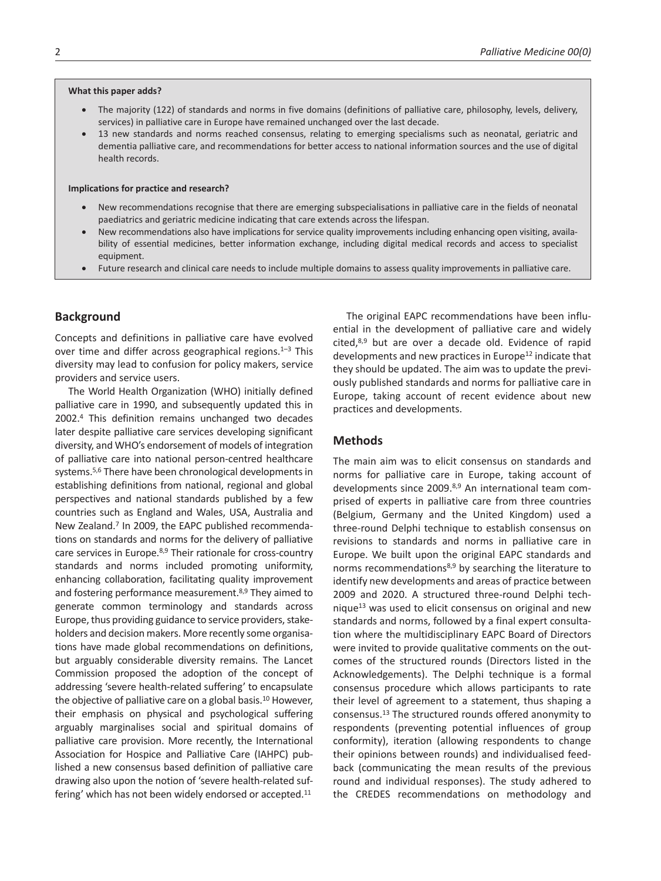**What this paper adds?**

- The majority (122) of standards and norms in five domains (definitions of palliative care, philosophy, levels, delivery, services) in palliative care in Europe have remained unchanged over the last decade.
- 13 new standards and norms reached consensus, relating to emerging specialisms such as neonatal, geriatric and dementia palliative care, and recommendations for better access to national information sources and the use of digital health records.

**Implications for practice and research?**

- New recommendations recognise that there are emerging subspecialisations in palliative care in the fields of neonatal paediatrics and geriatric medicine indicating that care extends across the lifespan.
- New recommendations also have implications for service quality improvements including enhancing open visiting, availability of essential medicines, better information exchange, including digital medical records and access to specialist equipment.
- Future research and clinical care needs to include multiple domains to assess quality improvements in palliative care.

## Background

Concepts and definitions in palliative care have evolved over time and differ across geographical regions.[1–3] This diversity may lead to confusion for policy makers, service providers and service users.

The World Health Organization (WHO) initially defined palliative care in 1990, and subsequently updated this in 2002.[4] This definition remains unchanged two decades later despite palliative care services developing significant diversity, and WHO's endorsement of models of integration of palliative care into national person-centred healthcare systems.[5,6] There have been chronological developments in establishing definitions from national, regional and global perspectives and national standards published by a few countries such as England and Wales, USA, Australia and New Zealand.[7] In 2009, the EAPC published recommendations on standards and norms for the delivery of palliative care services in Europe.[8,9] Their rationale for cross-country standards and norms included promoting uniformity, enhancing collaboration, facilitating quality improvement and fostering performance measurement.[8,9] They aimed to generate common terminology and standards across Europe, thus providing guidance to service providers, stakeholders and decision makers. More recently some organisations have made global recommendations on definitions, but arguably considerable diversity remains. The Lancet Commission proposed the adoption of the concept of addressing 'severe health-related suffering' to encapsulate the objective of palliative care on a global basis.[10] However, their emphasis on physical and psychological suffering arguably marginalises social and spiritual domains of palliative care provision. More recently, the International Association for Hospice and Palliative Care (IAHPC) published a new consensus based definition of palliative care drawing also upon the notion of 'severe health-related suffering' which has not been widely endorsed or accepted.[11]

The original EAPC recommendations have been influential in the development of palliative care and widely cited,[8,9] but are over a decade old. Evidence of rapid developments and new practices in Europe[12] indicate that they should be updated. The aim was to update the previously published standards and norms for palliative care in Europe, taking account of recent evidence about new practices and developments.

## Methods

The main aim was to elicit consensus on standards and norms for palliative care in Europe, taking account of developments since 2009.[8,9] An international team comprised of experts in palliative care from three countries (Belgium, Germany and the United Kingdom) used a three-round Delphi technique to establish consensus on revisions to standards and norms in palliative care in Europe. We built upon the original EAPC standards and norms recommendations[8,9] by searching the literature to identify new developments and areas of practice between 2009 and 2020. A structured three-round Delphi technique[13] was used to elicit consensus on original and new standards and norms, followed by a final expert consultation where the multidisciplinary EAPC Board of Directors were invited to provide qualitative comments on the outcomes of the structured rounds (Directors listed in the Acknowledgements). The Delphi technique is a formal consensus procedure which allows participants to rate their level of agreement to a statement, thus shaping a consensus.[13] The structured rounds offered anonymity to respondents (preventing potential influences of group conformity), iteration (allowing respondents to change their opinions between rounds) and individualised feedback (communicating the mean results of the previous round and individual responses). The study adhered to the CREDES recommendations on methodology and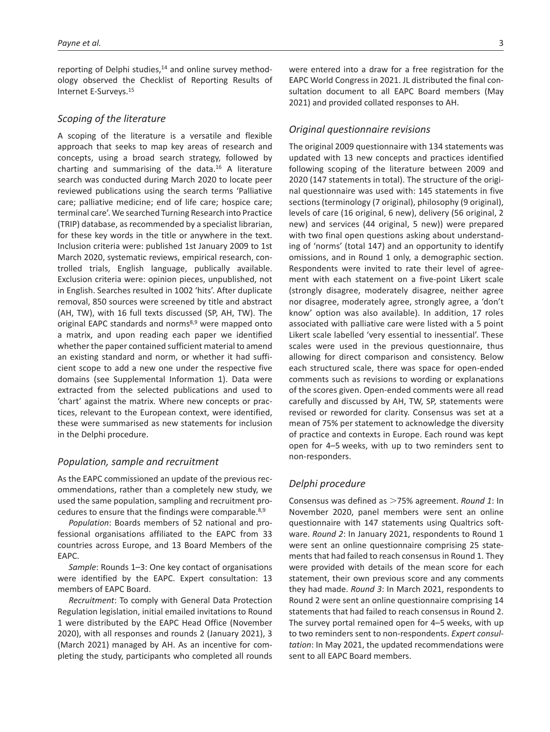reporting of Delphi studies,[14] and online survey methodology observed the Checklist of Reporting Results of Internet E-Surveys.[15]

### *Scoping of the literature*

A scoping of the literature is a versatile and flexible approach that seeks to map key areas of research and concepts, using a broad search strategy, followed by charting and summarising of the data.[16] A literature search was conducted during March 2020 to locate peer reviewed publications using the search terms 'Palliative care; palliative medicine; end of life care; hospice care; terminal care'. We searched Turning Research into Practice (TRIP) database, as recommended by a specialist librarian, for these key words in the title or anywhere in the text. Inclusion criteria were: published 1st January 2009 to 1st March 2020, systematic reviews, empirical research, controlled trials, English language, publically available. Exclusion criteria were: opinion pieces, unpublished, not in English. Searches resulted in 1002 'hits'. After duplicate removal, 850 sources were screened by title and abstract (AH, TW), with 16 full texts discussed (SP, AH, TW). The original EAPC standards and norms[8,9] were mapped onto a matrix, and upon reading each paper we identified whether the paper contained sufficient material to amend an existing standard and norm, or whether it had sufficient scope to add a new one under the respective five domains (see Supplemental Information 1). Data were extracted from the selected publications and used to 'chart' against the matrix. Where new concepts or practices, relevant to the European context, were identified, these were summarised as new statements for inclusion in the Delphi procedure.

### *Population, sample and recruitment*

As the EAPC commissioned an update of the previous recommendations, rather than a completely new study, we used the same population, sampling and recruitment procedures to ensure that the findings were comparable.[8,9]

*Population*: Boards members of 52 national and professional organisations affiliated to the EAPC from 33 countries across Europe, and 13 Board Members of the EAPC.

*Sample*: Rounds 1–3: One key contact of organisations were identified by the EAPC. Expert consultation: 13 members of EAPC Board.

*Recruitment*: To comply with General Data Protection Regulation legislation, initial emailed invitations to Round 1 were distributed by the EAPC Head Office (November 2020), with all responses and rounds 2 (January 2021), 3 (March 2021) managed by AH. As an incentive for completing the study, participants who completed all rounds were entered into a draw for a free registration for the EAPC World Congress in 2021. JL distributed the final consultation document to all EAPC Board members (May 2021) and provided collated responses to AH.

### *Original questionnaire revisions*

The original 2009 questionnaire with 134 statements was updated with 13 new concepts and practices identified following scoping of the literature between 2009 and 2020 (147 statements in total). The structure of the original questionnaire was used with: 145 statements in five sections (terminology (7 original), philosophy (9 original), levels of care (16 original, 6 new), delivery (56 original, 2 new) and services (44 original, 5 new)) were prepared with two final open questions asking about understanding of 'norms' (total 147) and an opportunity to identify omissions, and in Round 1 only, a demographic section. Respondents were invited to rate their level of agreement with each statement on a five-point Likert scale (strongly disagree, moderately disagree, neither agree nor disagree, moderately agree, strongly agree, a 'don't know' option was also available). In addition, 17 roles associated with palliative care were listed with a 5 point Likert scale labelled 'very essential to inessential'. These scales were used in the previous questionnaire, thus allowing for direct comparison and consistency. Below each structured scale, there was space for open-ended comments such as revisions to wording or explanations of the scores given. Open-ended comments were all read carefully and discussed by AH, TW, SP, statements were revised or reworded for clarity. Consensus was set at a mean of 75% per statement to acknowledge the diversity of practice and contexts in Europe. Each round was kept open for 4–5 weeks, with up to two reminders sent to non-responders.

### *Delphi procedure*

Consensus was defined as >75% agreement. *Round 1*: In November 2020, panel members were sent an online questionnaire with 147 statements using Qualtrics software. *Round 2*: In January 2021, respondents to Round 1 were sent an online questionnaire comprising 25 statements that had failed to reach consensus in Round 1. They were provided with details of the mean score for each statement, their own previous score and any comments they had made. *Round 3*: In March 2021, respondents to Round 2 were sent an online questionnaire comprising 14 statements that had failed to reach consensus in Round 2. The survey portal remained open for 4–5 weeks, with up to two reminders sent to non-respondents. *Expert consultation*: In May 2021, the updated recommendations were sent to all EAPC Board members.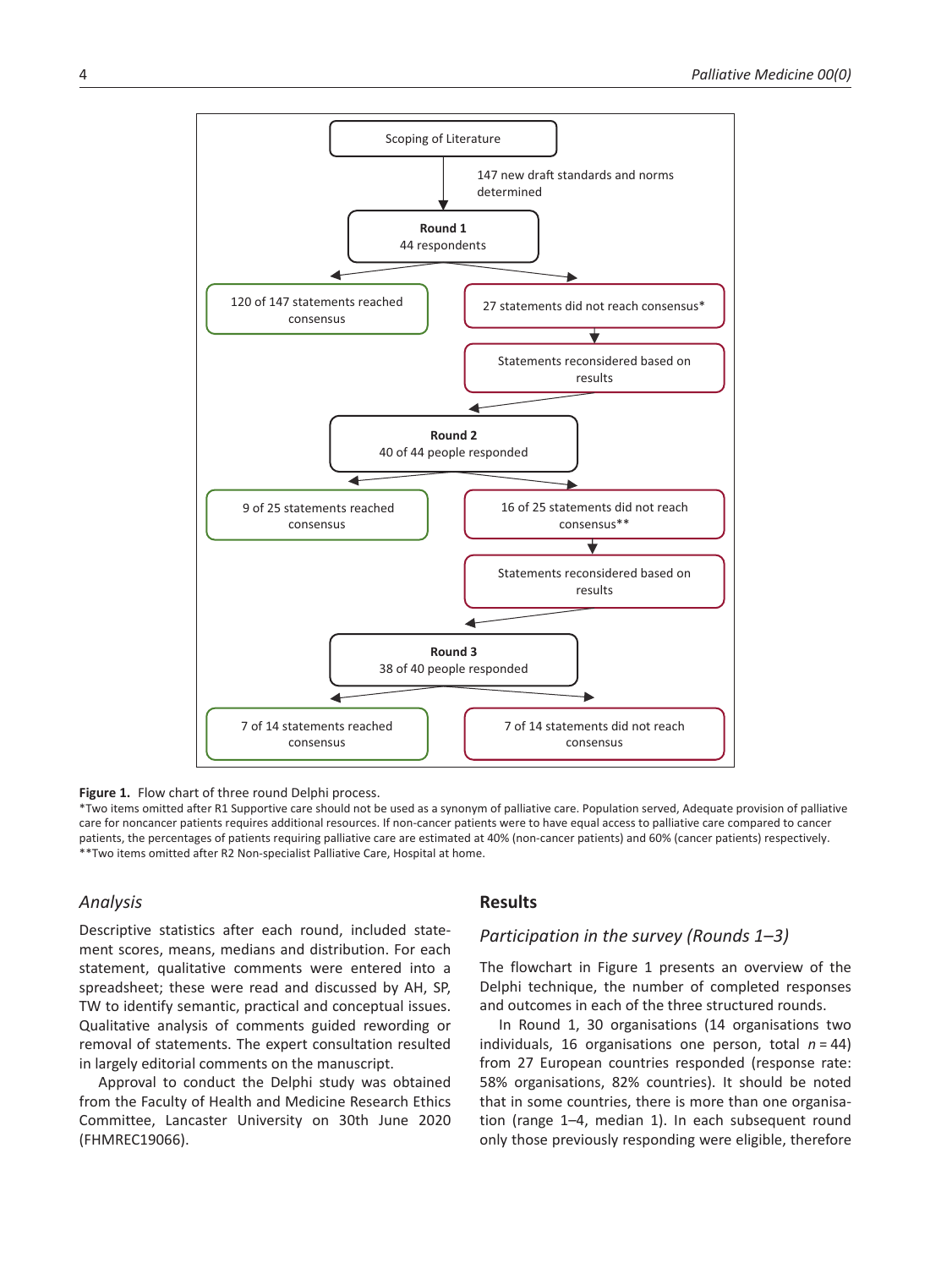Scoping of Literature

147 new draft standards and norms determined

**Round 1**
44 respondents

120 of 147 statements reached consensus

27 statements did not reach consensus*

Statements reconsidered based on results

**Round 2**
40 of 44 people responded

9 of 25 statements reached consensus

16 of 25 statements did not reach consensus**

Statements reconsidered based on results

**Round 3**
38 of 40 people responded

7 of 14 statements reached consensus

7 of 14 statements did not reach consensus

**Figure 1.** Flow chart of three round Delphi process.

*Two items omitted after R1 Supportive care should not be used as a synonym of palliative care. Population served, Adequate provision of palliative care for noncancer patients requires additional resources. If non-cancer patients were to have equal access to palliative care compared to cancer patients, the percentages of patients requiring palliative care are estimated at 40% (non-cancer patients) and 60% (cancer patients) respectively.
**Two items omitted after R2 Non-specialist Palliative Care, Hospital at home.

### *Analysis*

Descriptive statistics after each round, included statement scores, means, medians and distribution. For each statement, qualitative comments were entered into a spreadsheet; these were read and discussed by AH, SP, TW to identify semantic, practical and conceptual issues. Qualitative analysis of comments guided rewording or removal of statements. The expert consultation resulted in largely editorial comments on the manuscript.

Approval to conduct the Delphi study was obtained from the Faculty of Health and Medicine Research Ethics Committee, Lancaster University on 30th June 2020 (FHMREC19066).

## Results

### *Participation in the survey (Rounds 1–3)*

The flowchart in Figure 1 presents an overview of the Delphi technique, the number of completed responses and outcomes in each of the three structured rounds.

In Round 1, 30 organisations (14 organisations two individuals, 16 organisations one person, total *n* = 44) from 27 European countries responded (response rate: 58% organisations, 82% countries). It should be noted that in some countries, there is more than one organisation (range 1–4, median 1). In each subsequent round only those previously responding were eligible, therefore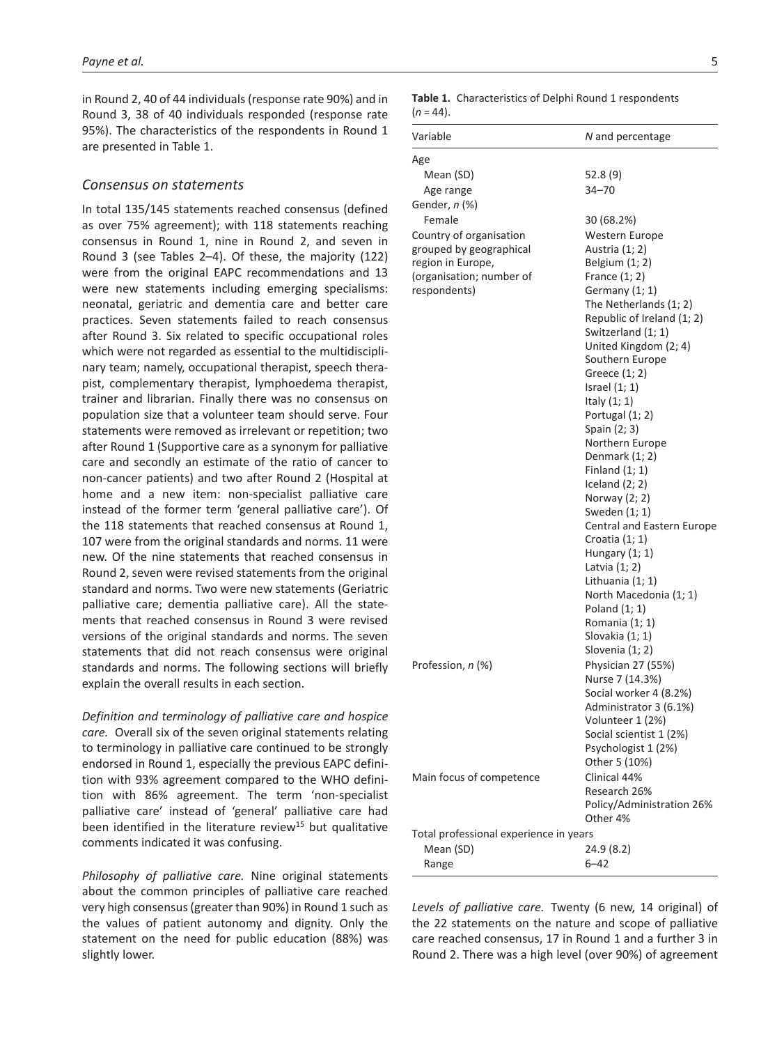in Round 2, 40 of 44 individuals (response rate 90%) and in Round 3, 38 of 40 individuals responded (response rate 95%). The characteristics of the respondents in Round 1 are presented in Table 1.

### *Consensus on statements*

In total 135/145 statements reached consensus (defined as over 75% agreement); with 118 statements reaching consensus in Round 1, nine in Round 2, and seven in Round 3 (see Tables 2–4). Of these, the majority (122) were from the original EAPC recommendations and 13 were new statements including emerging specialisms: neonatal, geriatric and dementia care and better care practices. Seven statements failed to reach consensus after Round 3. Six related to specific occupational roles which were not regarded as essential to the multidisciplinary team; namely, occupational therapist, speech therapist, complementary therapist, lymphoedema therapist, trainer and librarian. Finally there was no consensus on population size that a volunteer team should serve. Four statements were removed as irrelevant or repetition; two after Round 1 (Supportive care as a synonym for palliative care and secondly an estimate of the ratio of cancer to non-cancer patients) and two after Round 2 (Hospital at home and a new item: non-specialist palliative care instead of the former term 'general palliative care'). Of the 118 statements that reached consensus at Round 1, 107 were from the original standards and norms. 11 were new. Of the nine statements that reached consensus in Round 2, seven were revised statements from the original standard and norms. Two were new statements (Geriatric palliative care; dementia palliative care). All the statements that reached consensus in Round 3 were revised versions of the original standards and norms. The seven statements that did not reach consensus were original standards and norms. The following sections will briefly explain the overall results in each section.

*Definition and terminology of palliative care and hospice care.* Overall six of the seven original statements relating to terminology in palliative care continued to be strongly endorsed in Round 1, especially the previous EAPC definition with 93% agreement compared to the WHO definition with 86% agreement. The term 'non-specialist palliative care' instead of 'general' palliative care had been identified in the literature review[15] but qualitative comments indicated it was confusing.

*Philosophy of palliative care.* Nine original statements about the common principles of palliative care reached very high consensus (greater than 90%) in Round 1 such as the values of patient autonomy and dignity. Only the statement on the need for public education (88%) was slightly lower.

**Table 1.** Characteristics of Delphi Round 1 respondents ($n = 44$).

| Variable | *N* and percentage |
|---|---|
| Age | |
| Mean (SD) | 52.8 (9) |
| Age range | 34–70 |
| Gender, *n* (%) | |
| Female | 30 (68.2%) |
| Country of organisation grouped by geographical region in Europe, (organisation; number of respondents) | Western Europe<br>Austria (1; 2)<br>Belgium (1; 2)<br>France (1; 2)<br>Germany (1; 1)<br>The Netherlands (1; 2)<br>Republic of Ireland (1; 2)<br>Switzerland (1; 1)<br>United Kingdom (2; 4)<br>Southern Europe<br>Greece (1; 2)<br>Israel (1; 1)<br>Italy (1; 1)<br>Portugal (1; 2)<br>Spain (2; 3)<br>Northern Europe<br>Denmark (1; 2)<br>Finland (1; 1)<br>Iceland (2; 2)<br>Norway (2; 2)<br>Sweden (1; 1)<br>Central and Eastern Europe<br>Croatia (1; 1)<br>Hungary (1; 1)<br>Latvia (1; 2)<br>Lithuania (1; 1)<br>North Macedonia (1; 1)<br>Poland (1; 1)<br>Romania (1; 1)<br>Slovakia (1; 1)<br>Slovenia (1; 2) |
| Profession, *n* (%) | Physician 27 (55%)<br>Nurse 7 (14.3%)<br>Social worker 4 (8.2%)<br>Administrator 3 (6.1%)<br>Volunteer 1 (2%)<br>Social scientist 1 (2%)<br>Psychologist 1 (2%)<br>Other 5 (10%) |
| Main focus of competence | Clinical 44%<br>Research 26%<br>Policy/Administration 26%<br>Other 4% |
| Total professional experience in years | |
| Mean (SD) | 24.9 (8.2) |
| Range | 6–42 |

*Levels of palliative care.* Twenty (6 new, 14 original) of the 22 statements on the nature and scope of palliative care reached consensus, 17 in Round 1 and a further 3 in Round 2. There was a high level (over 90%) of agreement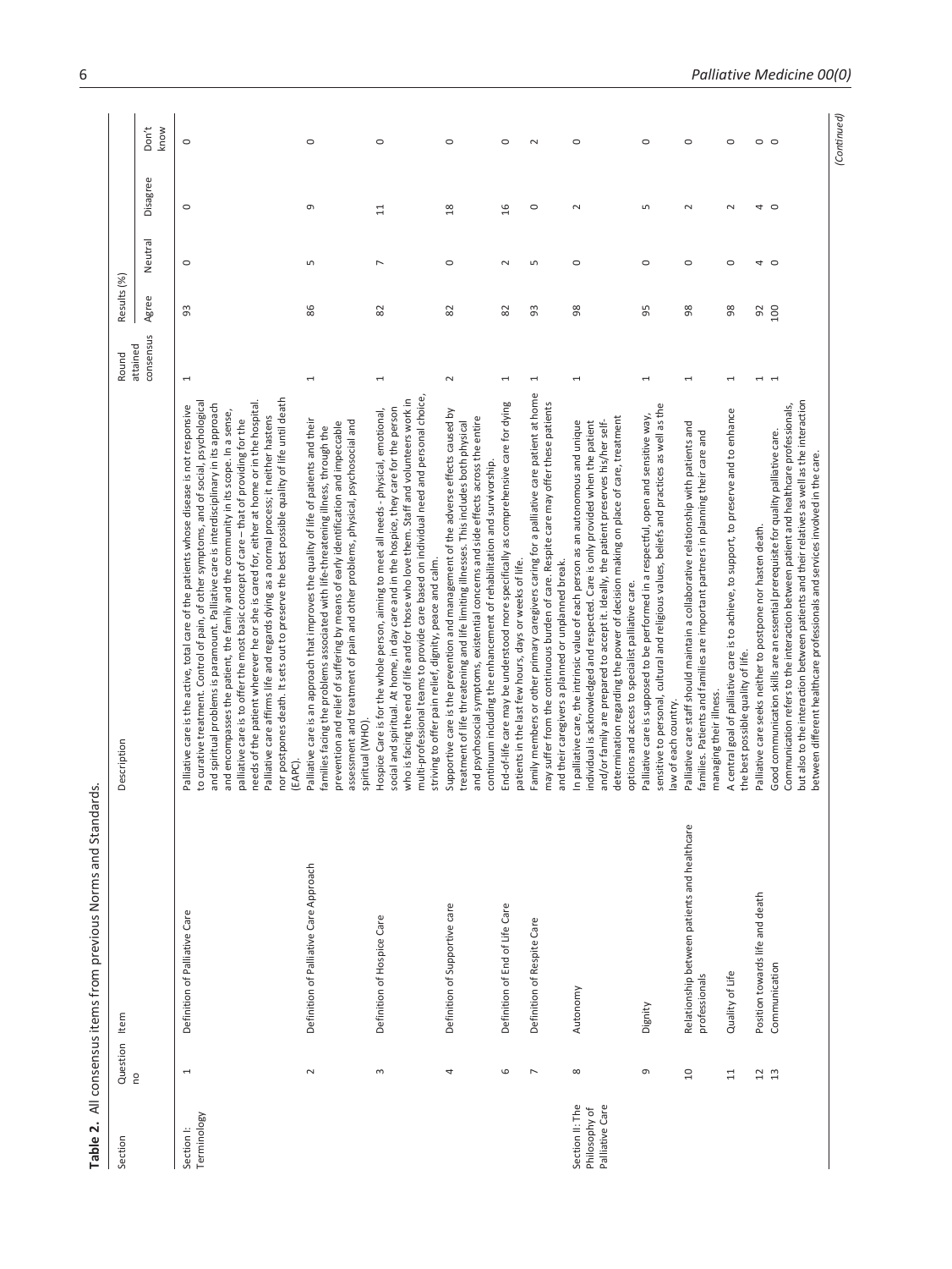**Table 2.** All consensus items from previous Norms and Standards.

| Section | Question no | Item | Description | Round attained consensus | Results (%) Agree | Neutral | Disagree | Don't know |
|---|---|---|---|---|---|---|---|---|
| Section I: Terminology | 1 | Definition of Palliative Care | Palliative care is the active, total care of the patients whose disease is not responsive to curative treatment. Control of pain, of other symptoms, and of social, psychological and spiritual problems is paramount. Palliative care is interdisciplinary in its approach and encompasses the patient, the family and the community in its scope. In a sense, palliative care is to offer the most basic concept of care – that of providing for the needs of the patient wherever he or she is cared for, either at home or in the hospital. Palliative care affirms life and regards dying as a normal process; it neither hastens nor postpones death. It sets out to preserve the best possible quality of life until death (EAPC). | 1 | 93 | 0 | 0 | 0 |
| | 2 | Definition of Palliative Care Approach | Palliative care is an approach that improves the quality of life of patients and their families facing the problems associated with life-threatening illness, through the prevention and relief of suffering by means of early identification and impeccable assessment and treatment of pain and other problems, physical, psychosocial and spiritual (WHO). | 1 | 86 | 5 | 9 | 0 |
| | 3 | Definition of Hospice Care | Hospice Care is for the whole person, aiming to meet all needs - physical, emotional, social and spiritual. At home, in day care and in the hospice, they care for the person who is facing the end of life and for those who love them. Staff and volunteers work in multi-professional teams to provide care based on individual need and personal choice, striving to offer pain relief, dignity, peace and calm. | 1 | 82 | 7 | 11 | 0 |
| | 4 | Definition of Supportive care | Supportive care is the prevention and management of the adverse effects caused by treatment of life threatening and life limiting illnesses. This includes both physical and psychosocial symptoms, existential concerns and side effects across the entire continuum including the enhancement of rehabilitation and survivorship. | 2 | 82 | 0 | 18 | 0 |
| | 6 | Definition of End of Life Care | End-of-life care may be understood more specifically as comprehensive care for dying patients in the last few hours, days or weeks of life. | 1 | 82 | 2 | 16 | 0 |
| | 7 | Definition of Respite Care | Family members or other primary caregivers caring for a palliative care patient at home may suffer from the continuous burden of care. Respite care may offer these patients and their caregivers a planned or unplanned break. | 1 | 93 | 5 | 0 | 2 |
| Section II: The Philosophy of Palliative Care | 8 | Autonomy | In palliative care, the intrinsic value of each person as an autonomous and unique individual is acknowledged and respected. Care is only provided when the patient and/or family are prepared to accept it. Ideally, the patient preserves his/her self-determination regarding the power of decision making on place of care, treatment options and access to specialist palliative care. | 1 | 98 | 0 | 2 | 0 |
| | 9 | Dignity | Palliative care is supposed to be performed in a respectful, open and sensitive way, sensitive to personal, cultural and religious values, beliefs and practices as well as the law of each country. | 1 | 95 | 0 | 5 | 0 |
| | 10 | Relationship between patients and healthcare professionals | Palliative care staff should maintain a collaborative relationship with patients and families. Patients and families are important partners in planning their care and managing their illness. | 1 | 98 | 0 | 2 | 0 |
| | 11 | Quality of Life | A central goal of palliative care is to achieve, to support, to preserve and to enhance the best possible quality of life. | 1 | 98 | 0 | 2 | 0 |
| | 12 | Position towards life and death | Palliative care seeks neither to postpone nor hasten death. | 1 | 92 | 4 | 4 | 0 |
| | 13 | Communication | Good communication skills are an essential prerequisite for quality palliative care. Communication refers to the interaction between patient and healthcare professionals, but also to the interaction between patients and their relatives as well as the interaction between different healthcare professionals and services involved in the care. | 1 | 100 | 0 | 0 | 0 |

(Continued)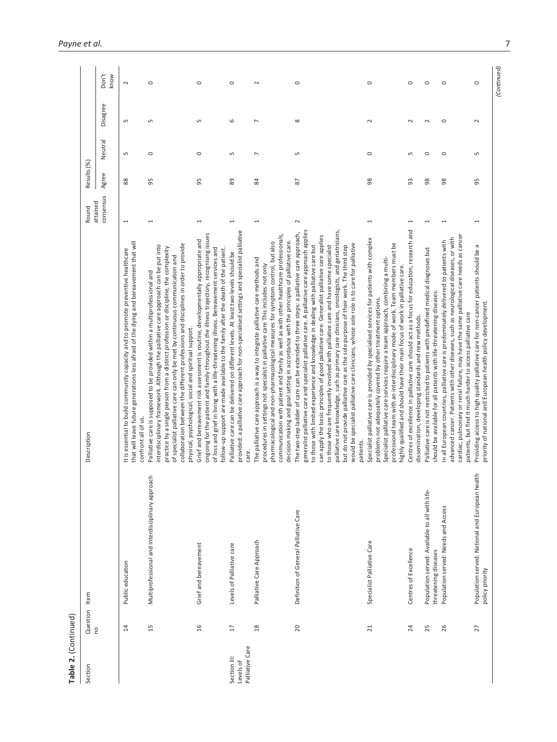**Table 2.** (Continued)

| Section | Question no | Item | Description | Round attained consensus | Results (%) | | | |
|---|---|---|---|---|---|---|---|---|
| | | | | | Agree | Neutral | Disagree | Don't know |
| | 14 | Public education | It is essential to build community capacity and to promote preventive healthcare that will leave future generations less afraid of the dying and bereavement that will confront all of us. | 1 | 88 | 5 | 5 | 2 |
| | 15 | Multiprofessional and interdisciplinary approach | Palliative care is supposed to be provided within a multiprofessional and interdisciplinary framework. Although the palliative care approach can be put into practice by a single person from a distinct profession or discipline, the complexity of specialist palliative care can only be met by continuous communication and collaboration between the different professions and disciplines in order to provide physical, psychological, social and spiritual support. | 1 | 95 | 0 | 5 | 0 |
| | 16 | Grief and bereavement | Grief and bereavement risk assessment is routine, developmentally appropriate and ongoing for the patient and family throughout the illness trajectory, recognising issues of loss and grief in living with a life-threatening illness. Bereavement services and follow-up support are made available to the family after the death of the patient. | 1 | 95 | 0 | 5 | 0 |
| Section III: Levels of Palliative Care | 17 | Levels of Palliative care | Palliative care can be delivered on different levels. At least two levels should be provided: a palliative care approach for non-specialised settings and specialist palliative care. | 1 | 89 | 5 | 6 | 0 |
| | 18 | Palliative Care Approach | The palliative care approach is a way to integrate palliative care methods and procedures in settings not specialist in palliative care This includes not only pharmacological and non-pharmacological measures for symptom control, but also communication with patient and family as well as with other healthcare professionals, decision making and goal setting in accordance with the principles of palliative care. | 1 | 84 | 7 | 7 | 2 |
| | 20 | Definition of General Palliative Care | The two-step ladder of care can be extended to three steps: a palliative care approach, generalist palliative care and specialist palliative care. A palliative care approach applies to those with limited experience and knowledge in dealing with palliative care but can apply the basic principles of good palliative care. Generalist palliative care applies to those who are frequently involved with palliative care and have some specialist palliative care knowledge, such as primary care clinicians, oncologists, and geriatricians, but do not provide palliative care as the sole purpose of their work. The third step would be specialist palliative care clinicians, whose sole role is to care for palliative patients. | 2 | 87 | 5 | 8 | 0 |
| | 21 | Specialist Palliative Care | Specialist palliative care is provided by specialised services for patients with complex problems not adequately covered by other treatment options. Specialist palliative care services require a team approach, combining a multi-professional team with an interdisciplinary mode of work. Team members must be highly qualified and should have their main focus of work in palliative care. | 1 | 98 | 0 | 2 | 0 |
| | 24 | Centres of Excellence | Centres of excellence in palliative care should act as a focus for education, research and dissemination, developing standards and new methods. | 1 | 93 | 5 | 2 | 0 |
| | 25 | Population served: Available to all with life-threatening diseases | Palliative care is not restricted to patients with predefined medical diagnoses but should be available for all patients with life-threatening diseases. | 1 | 98 | 0 | 2 | 0 |
| | 26 | Population served: Needs and Access | In all European countries, palliative care is predominately delivered to patients with advanced cancer. Patients with other diseases, such as neurological diseases, or with cardiac, pulmonary or renal failure, may have the same palliative care needs as cancer patients, but find it much harder to access palliative care | 1 | 98 | 0 | 0 | 0 |
| | 27 | Population served: National and European health policy priority | Providing access to high quality palliative care for non-cancer patients should be a priority of national and European health policy development. | 1 | 95 | 5 | 2 | 0 |

*(Continued)*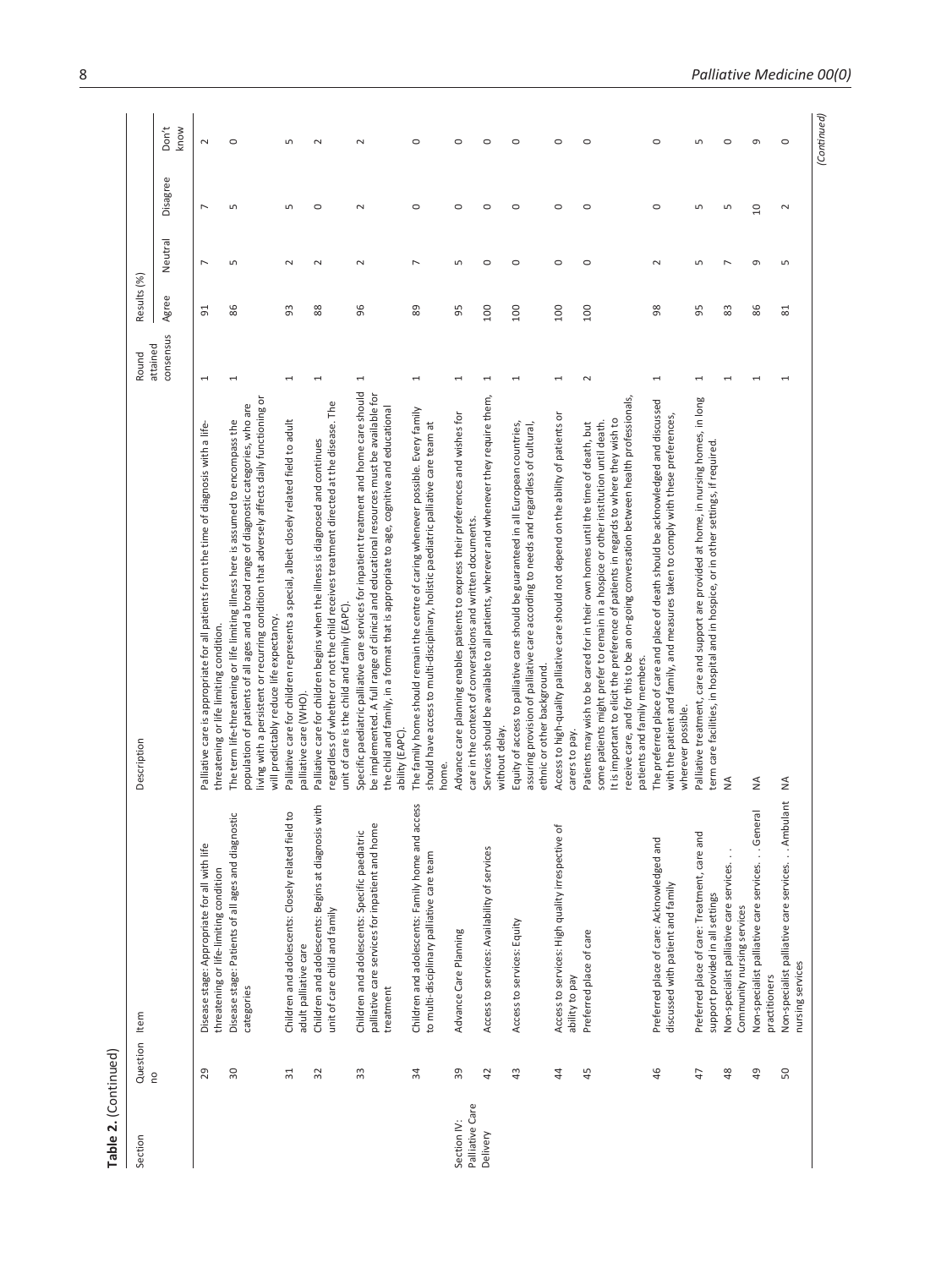**Table 2.** (Continued)

| Section | Question no | Item | Description | Round attained consensus | Results (%) | | | |
|---|---|---|---|---|---|---|---|---|
| | | | | | Agree | Neutral | Disagree | Don't know |
| | 29 | Disease stage: Appropriate for all with life threatening or life-limiting condition | Palliative care is appropriate for all patients from the time of diagnosis with a life-threatening or life limiting condition. | 1 | 91 | 7 | 7 | 2 |
| | 30 | Disease stage: Patients of all ages and diagnostic categories | The term life-threatening or life limiting illness here is assumed to encompass the population of patients of all ages and a broad range of diagnostic categories, who are living with a persistent or recurring condition that adversely affects daily functioning or will predictably reduce life expectancy. | 1 | 86 | 5 | 5 | 0 |
| | 31 | Children and adolescents: Closely related field to adult palliative care | Palliative care for children represents a special, albeit closely related field to adult palliative care (WHO). | 1 | 93 | 2 | 5 | 5 |
| | 32 | Children and adolescents: Begins at diagnosis with unit of care child and family | Palliative care for children begins when the illness is diagnosed and continues regardless of whether or not the child receives treatment directed at the disease. The unit of care is the child and family (EAPC). | 1 | 88 | 2 | 0 | 2 |
| | 33 | Children and adolescents: Specific paediatric palliative care services for inpatient and home treatment | Specific paediatric palliative care services for inpatient treatment and home care should be implemented. A full range of clinical and educational resources must be available for the child and family, in a format that is appropriate to age, cognitive and educational ability (EAPC). | 1 | 96 | 2 | 2 | 2 |
| | 34 | Children and adolescents: Family home and access to multi-disciplinary palliative care team | The family home should remain the centre of caring whenever possible. Every family should have access to multi-disciplinary, holistic paediatric palliative care team at home. | 1 | 89 | 7 | 0 | 0 |
| Section IV: Palliative Care Delivery | 39 | Advance Care Planning | Advance care planning enables patients to express their preferences and wishes for care in the context of conversations and written documents. | 1 | 95 | 5 | 0 | 0 |
| | 42 | Access to services: Availability of services | Services should be available to all patients, wherever and whenever they require them, without delay. | 1 | 100 | 0 | 0 | 0 |
| | 43 | Access to services: Equity | Equity of access to palliative care should be guaranteed in all European countries, assuring provision of palliative care according to needs and regardless of cultural, ethnic or other background. | 1 | 100 | 0 | 0 | 0 |
| | 44 | Access to services: High quality irrespective of ability to pay | Access to high-quality palliative care should not depend on the ability of patients or carers to pay. | 1 | 100 | 0 | 0 | 0 |
| | 45 | Preferred place of care | Patients may wish to be cared for in their own homes until the time of death, but some patients might prefer to remain in a hospice or other institution until death. It is important to elicit the preference of patients in regards to where they wish to receive care, and for this to be an on-going conversation between health professionals, patients and family members. | 2 | 100 | 0 | 0 | 0 |
| | 46 | Preferred place of care: Acknowledged and discussed with patient and family | The preferred place of care and place of death should be acknowledged and discussed with the patient and family, and measures taken to comply with these preferences, wherever possible. | 1 | 98 | 2 | 0 | 0 |
| | 47 | Preferred place of care: Treatment, care and support provided in all settings | Palliative treatment, care and support are provided at home, in nursing homes, in long term care facilities, in hospital and in hospice, or in other settings, if required. | 1 | 95 | 5 | 5 | 5 |
| | 48 | Non-specialist palliative care services. . . Community nursing services | NA | 1 | 83 | 7 | 5 | 0 |
| | 49 | Non-specialist palliative care services. . . General practitioners | NA | 1 | 86 | 9 | 10 | 9 |
| | 50 | Non-specialist palliative care services. . . Ambulant nursing services | NA | 1 | 81 | 5 | 2 | 0 |

(Continued)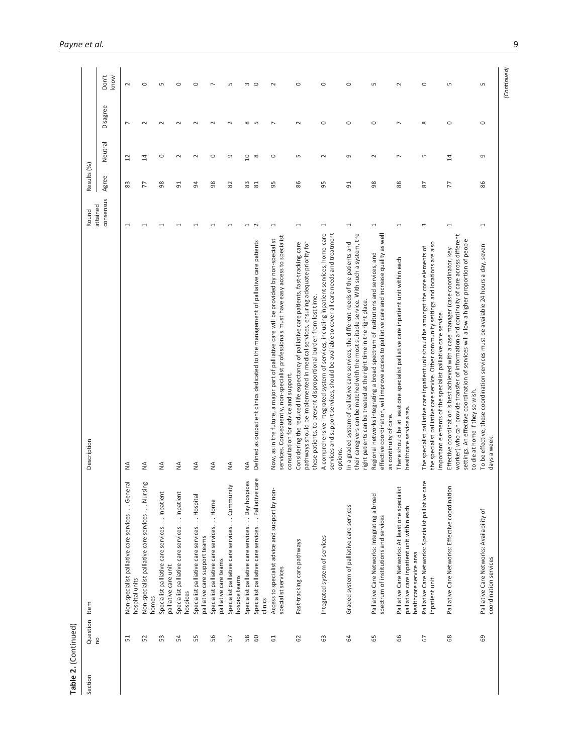**Table 2.** (Continued)

| Section | Question no | Item | Description | Round attained consensus | Results (%) | | | |
|---|---|---|---|---|---|---|---|---|
| | | | | | Agree | Neutral | Disagree | Don't know |
| | 51 | Non-specialist palliative care services. . . General hospital units | NA | 1 | 83 | 12 | 7 | 2 |
| | 52 | Non-specialist palliative care services. . . Nursing homes | NA | 1 | 77 | 14 | 2 | 0 |
| | 53 | Specialist palliative care services. . . Inpatient palliative care unit | NA | 1 | 98 | 0 | 2 | 5 |
| | 54 | Specialist palliative care services. . . Inpatient hospices | NA | 1 | 91 | 2 | 2 | 0 |
| | 55 | Specialist palliative care services. . . Hospital palliative care support teams | NA | 1 | 94 | 2 | 2 | 0 |
| | 56 | Specialist palliative care services. . . Home palliative care teams | NA | 1 | 98 | 0 | 2 | 7 |
| | 57 | Specialist palliative care services. . . Community hospice teams | NA | 1 | 82 | 9 | 2 | 5 |
| | 58 | Specialist palliative care services. . . Day hospices | NA | 1 | 83 | 10 | 8 | 3 |
| | 60 | Specialist palliative care services. . . Palliative care clinics | Defined as outpatient clinics dedicated to the management of palliative care patients | 2 | 81 | 8 | 5 | 0 |
| | 61 | Access to specialist advice and support by non-specialist services | Now, as in the future, a major part of palliative care will be provided by non-specialist services. Consequently, non-specialist professionals must have easy access to specialist consultation for advice and support. | 1 | 95 | 0 | 7 | 2 |
| | 62 | Fast-tracking care pathways | Considering the reduced life expectancy of palliative care patients, fast-tracking care pathways should be implemented in medical services, ensuring adequate priority for these patients, to prevent disproportional burden from lost time. | 1 | 86 | 5 | 2 | 0 |
| | 63 | Integrated system of services | A comprehensive integrated system of services, including inpatient services, home-care services and support services, should be available to cover all care needs and treatment options. | 1 | 95 | 2 | 0 | 0 |
| | 64 | Graded system of palliative care services | In a graded system of palliative care services, the different needs of the patients and their caregivers can be matched with the most suitable service. With such a system, the right patients can be treated at the right time in the right place. | 1 | 91 | 9 | 0 | 0 |
| | 65 | Palliative Care Networks: Integrating a broad spectrum of institutions and services | Regional networks integrating a broad spectrum of institutions and services, and effective coordination, will improve access to palliative care and increase quality as well as continuity of care. | 1 | 98 | 2 | 0 | 5 |
| | 66 | Palliative Care Networks: At least one specialist palliative care inpatient unit within each healthcare service area | There should be at least one specialist palliative care inpatient unit within each healthcare service area. | 1 | 88 | 7 | 7 | 2 |
| | 67 | Palliative Care Networks: Specialist palliative care inpatient unit | The specialist palliative care inpatient unit should be amongst the core elements of the specialist palliative care service. Other community settings and locations are also important elements of the specialist palliative care service. | 3 | 87 | 5 | 8 | 0 |
| | 68 | Palliative Care Networks: Effective coordination | Effective coordination is best achieved with a case manager (case coordinator, key worker) who can provide transfer of information and continuity of care across different settings. An effective coordination of services will allow a higher proportion of people to die at home if they so wish. | 1 | 77 | 14 | 0 | 5 |
| | 69 | Palliative Care Networks: Availability of coordination services | To be effective, these coordination services must be available 24 hours a day, seven days a week. | 1 | 86 | 9 | 0 | 5 |

(Continued)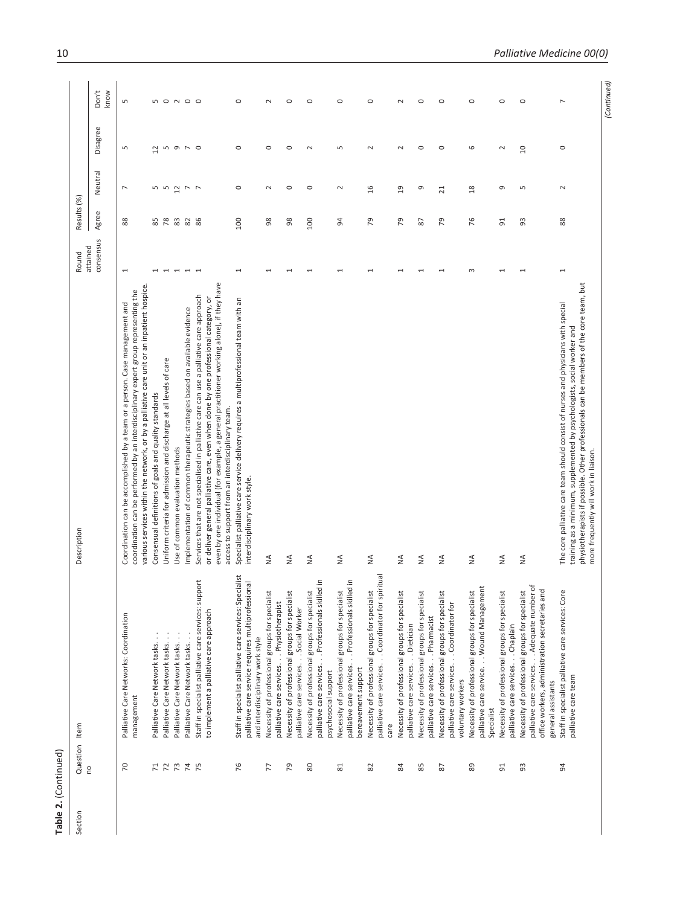**Table 2.** (Continued)

| Section | Question no | Item | Description | Round attained consensus | Results (%) | | | |
|---|---|---|---|---|---|---|---|---|
| | | | | | Agree | Neutral | Disagree | Don't know |
| | 70 | Palliative Care Networks: Coordination management | Coordination can be accomplished by a team or a person. Case management and coordination can be performed by an interdisciplinary expert group representing the various services within the network, or by a palliative care unit or an inpatient hospice. | 1 | 88 | 7 | 5 | 5 |
| | 71 | Palliative Care Network tasks. . . | Consensual definitions of goals and quality standards | 1 | 85 | 5 | 12 | 5 |
| | 72 | Palliative Care Network tasks. . . | Uniform criteria for admission and discharge at all levels of care | 1 | 78 | 5 | 5 | 0 |
| | 73 | Palliative Care Network tasks. . . | Use of common evaluation methods | 1 | 83 | 12 | 9 | 2 |
| | 74 | Palliative Care Network tasks. . . | Implementation of common therapeutic strategies based on available evidence | 1 | 82 | 7 | 7 | 0 |
| | 75 | Staff in specialist palliative care services: support to implement a palliative care approach | Services that are not specialised in palliative care can use a palliative care approach or deliver general palliative care, even when done by one professional category, or even by one individual (for example, a general practitioner working alone), if they have access to support from an interdisciplinary team. | 1 | 86 | 7 | 0 | 0 |
| | 76 | Staff in specialist palliative care services: Specialist palliative care service requires multiprofessional and interdisciplinary work style | Specialist palliative care service delivery requires a multiprofessional team with an interdisciplinary work style. | 1 | 100 | 0 | 0 | 0 |
| | 77 | Necessity of professional groups for specialist palliative care services. . . Physiotherapist | NA | 1 | 98 | 2 | 0 | 2 |
| | 79 | Necessity of professional groups for specialist palliative care services. . . Social Worker | NA | 1 | 98 | 0 | 0 | 0 |
| | 80 | Necessity of professional groups for specialist palliative care services. . . Professionals skilled in psychosocial support | NA | 1 | 100 | 0 | 2 | 0 |
| | 81 | Necessity of professional groups for specialist palliative care services. . . Professionals skilled in bereavement support | NA | 1 | 94 | 2 | 5 | 0 |
| | 82 | Necessity of professional groups for specialist palliative care services. . . Coordinator for spiritual care | NA | 1 | 79 | 16 | 2 | 0 |
| | 84 | Necessity of professional groups for specialist palliative care services. . . Dietician | NA | 1 | 79 | 19 | 2 | 2 |
| | 85 | Necessity of professional groups for specialist palliative care services. . . Pharmacist | NA | 1 | 87 | 9 | 0 | 0 |
| | 87 | Necessity of professional groups for specialist palliative care services. . . Coordinator for voluntary workers | NA | 1 | 79 | 21 | 0 | 0 |
| | 89 | Necessity of professional groups for specialist palliative care service. . . Wound Management Specialist | NA | 3 | 76 | 18 | 6 | 0 |
| | 91 | Necessity of professional groups for specialist palliative care services. . . Chaplain | NA | 1 | 91 | 9 | 2 | 0 |
| | 93 | Necessity of professional groups for specialist palliative care services. . . Adequate number of office workers, administration secretaries and general assistants | NA | 1 | 93 | 5 | 10 | 0 |
| | 94 | Staff in specialist palliative care services: Core palliative care team | The core palliative care team should consist of nurses and physicians with special training as a minimum, supplemented by psychologists, social worker and physiotherapists if possible. Other professionals can be members of the core team, but more frequently will work in liaison. | 1 | 88 | 2 | 0 | 7 |

(Continued)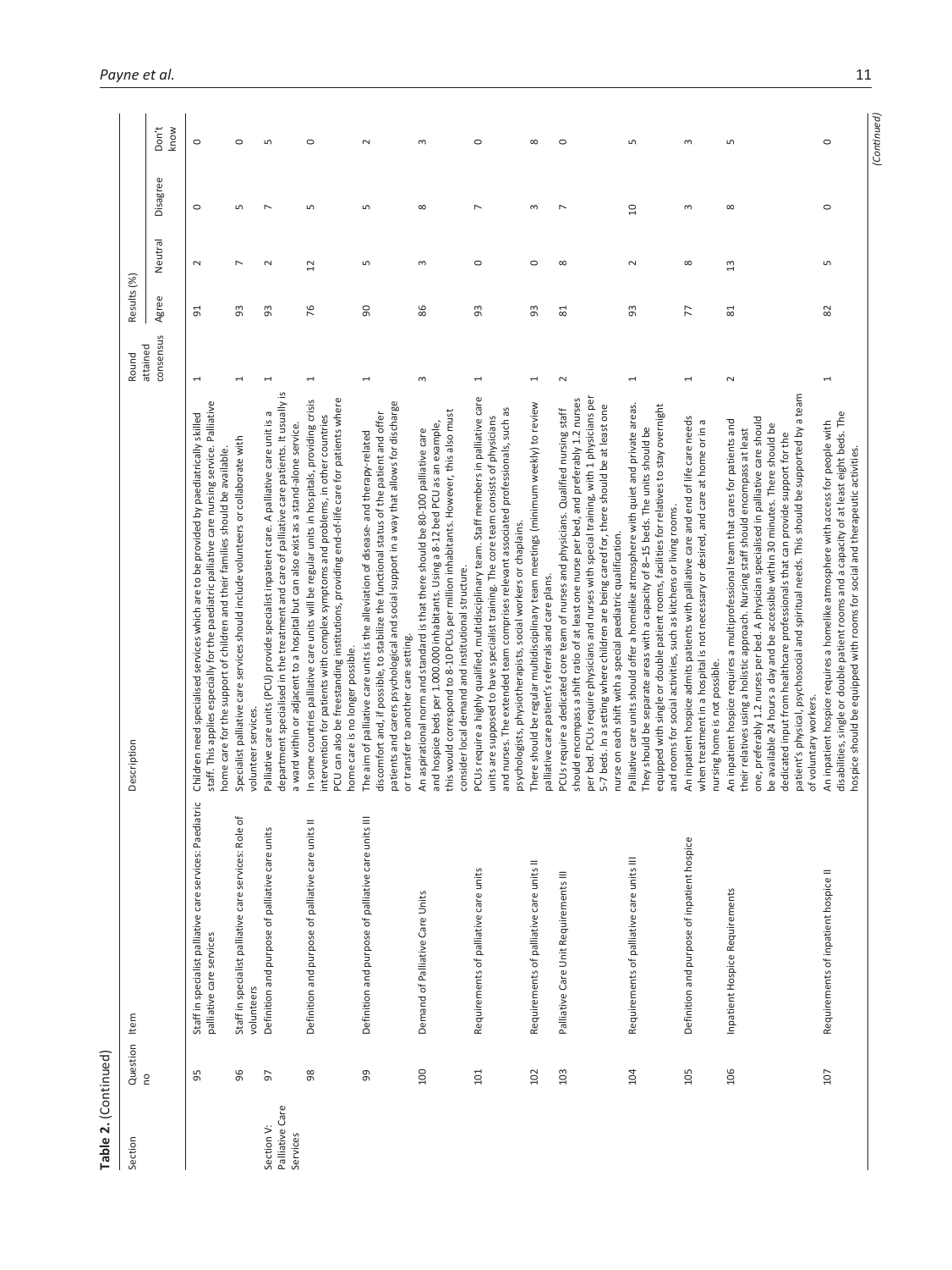**Table 2.** (Continued)

| Section | Question no | Item | Description | Round attained consensus | Results (%) | | | |
|---|---|---|---|---|---|---|---|---|
| | | | | | Agree | Neutral | Disagree | Don't know |
| | 95 | Staff in specialist palliative care services: Paediatric palliative care services | Children need specialised services which are to be provided by paediatrically skilled staff. This applies especially for the paediatric palliative care nursing service. Palliative home care for the support of children and their families should be available. | 1 | 91 | 2 | 0 | 0 |
| | 96 | Staff in specialist palliative care services: Role of volunteers | Specialist palliative care services should include volunteers or collaborate with volunteer services. | 1 | 93 | 7 | 5 | 0 |
| Section V: Palliative Care Services | 97 | Definition and purpose of palliative care units | Palliative care units (PCU) provide specialist inpatient care. A palliative care unit is a department specialised in the treatment and care of palliative care patients. It usually is a ward within or adjacent to a hospital but can also exist as a stand-alone service. | 1 | 93 | 2 | 7 | 5 |
| | 98 | Definition and purpose of palliative care units II | In some countries palliative care units will be regular units in hospitals, providing crisis intervention for patients with complex symptoms and problems, in other countries PCU can also be freestanding institutions, providing end-of-life care for patients where home care is no longer possible. | 1 | 76 | 12 | 5 | 0 |
| | 99 | Definition and purpose of palliative care units III | The aim of palliative care units is the alleviation of disease- and therapy-related discomfort and, if possible, to stabilize the functional status of the patient and offer patients and carers psychological and social support in a way that allows for discharge or transfer to another care setting. | 1 | 90 | 5 | 5 | 2 |
| | 100 | Demand of Palliative Care Units | An aspirational norm and standard is that there should be 80-100 palliative care and hospice beds per 1.000.000 inhabitants. Using a 8-12 bed PCU as an example, this would correspond to 8-10 PCUs per million inhabitants. However, this also must consider local demand and institutional structure. | 3 | 86 | 3 | 8 | 3 |
| | 101 | Requirements of palliative care units | PCUs require a highly qualified, multidisciplinary team. Staff members in palliative care units are supposed to have specialist training. The core team consists of physicians and nurses. The extended team comprises relevant associated professionals, such as psychologists, physiotherapists, social workers or chaplains. | 1 | 93 | 0 | 7 | 0 |
| | 102 | Requirements of palliative care units II | There should be regular multidisciplinary team meetings (minimum weekly) to review palliative care patient's referrals and care plans. | 1 | 93 | 0 | 3 | 8 |
| | 103 | Palliative Care Unit Requirements III | PCUs require a dedicated core team of nurses and physicians. Qualified nursing staff should encompass a shift ratio of at least one nurse per bed, and preferably 1.2 nurses per bed. PCUs require physicians and nurses with special training, with 1 physicians per 5-7 beds. In a setting where children are being cared for, there should be at least one nurse on each shift with a special paediatric qualification. | 2 | 81 | 8 | 7 | 0 |
| | 104 | Requirements of palliative care units III | Palliative care units should offer a homelike atmosphere with quiet and private areas. They should be separate areas with a capacity of 8–15 beds. The units should be equipped with single or double patient rooms, facilities for relatives to stay overnight and rooms for social activities, such as kitchens or living rooms. | 1 | 93 | 2 | 10 | 5 |
| | 105 | Definition and purpose of inpatient hospice | An inpatient hospice admits patients with palliative care and end of life care needs when treatment in a hospital is not necessary or desired, and care at home or in a nursing home is not possible. | 1 | 77 | 8 | 3 | 3 |
| | 106 | Inpatient Hospice Requirements | An inpatient hospice requires a multiprofessional team that cares for patients and their relatives using a holistic approach. Nursing staff should encompass at least one, preferably 1.2 nurses per bed. A physician specialised in palliative care should be available 24 hours a day and be accessible within 30 minutes. There should be dedicated input from healthcare professionals that can provide support for the patient's physical, psychosocial and spiritual needs. This should be supported by a team of voluntary workers. | 2 | 81 | 13 | 8 | 5 |
| | 107 | Requirements of inpatient hospice II | An inpatient hospice requires a homelike atmosphere with access for people with disabilities, single or double patient rooms and a capacity of at least eight beds. The hospice should be equipped with rooms for social and therapeutic activities. | 1 | 82 | 5 | 0 | 0 |

(Continued)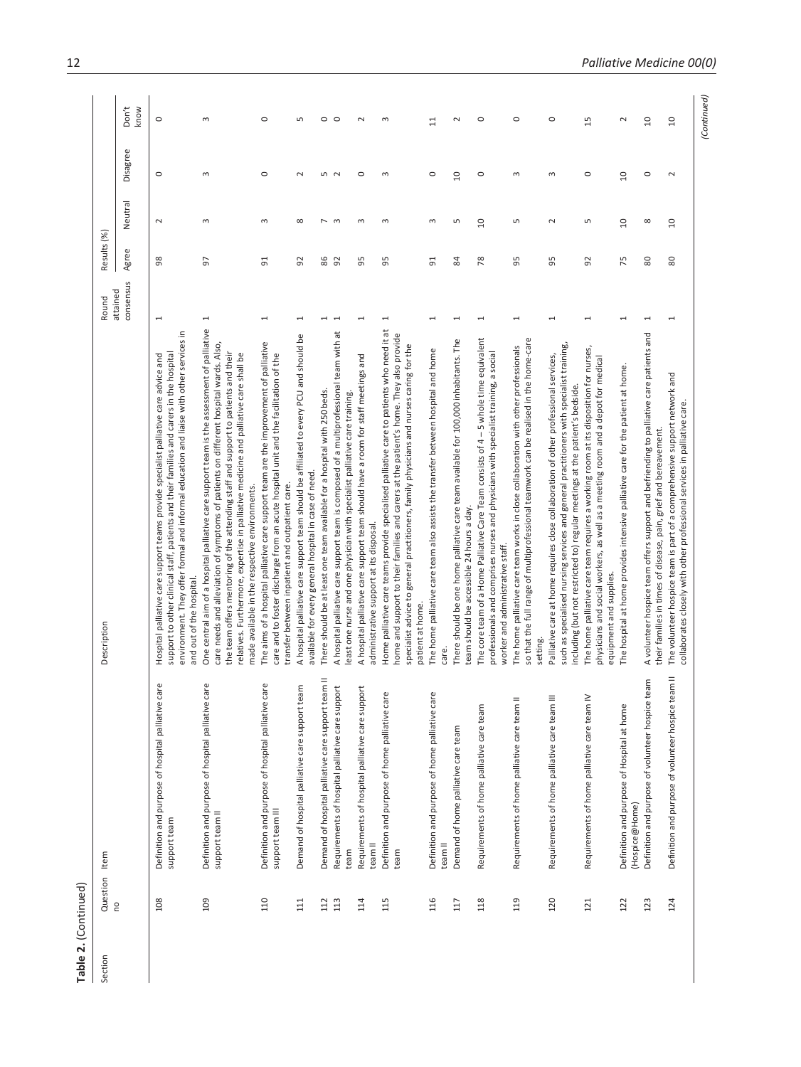**Table 2.** (Continued)

| Section | Question no | Item | Description | Round attained consensus | Results (%) | | | |
|---|---|---|---|---|---|---|---|---|
| | | | | | Agree | Neutral | Disagree | Don't know |
| | 108 | Definition and purpose of hospital palliative care support team | Hospital palliative care support teams provide specialist palliative care advice and support to other clinical staff, patients and their families and carers in the hospital environment. They offer formal and informal education and liaise with other services in and out of the hospital. | 1 | 98 | 2 | 0 | 0 |
| | 109 | Definition and purpose of hospital palliative care support team II | One central aim of a hospital palliative care support team is the assessment of palliative care needs and alleviation of symptoms of patients on different hospital wards. Also, the team offers mentoring of the attending staff and support to patients and their relatives. Furthermore, expertise in palliative medicine and palliative care shall be made available in the respective environments. | 1 | 97 | 3 | 3 | 3 |
| | 110 | Definition and purpose of hospital palliative care support team III | The aims of a hospital palliative care support team are the improvement of palliative care and to foster discharge from an acute hospital unit and the facilitation of the transfer between inpatient and outpatient care. | 1 | 91 | 3 | 0 | 0 |
| | 111 | Demand of hospital palliative care support team | A hospital palliative care support team should be affiliated to every PCU and should be available for every general hospital in case of need. | 1 | 92 | 8 | 2 | 5 |
| | 112 | Demand of hospital palliative care support team II | There should be at least one team available for a hospital with 250 beds. | 1 | 86 | 7 | 5 | 0 |
| | 113 | Requirements of hospital palliative care support team | A hospital palliative care support team is composed of a multiprofessional team with at least one nurse and one physician with specialist palliative care training. | 1 | 92 | 3 | 2 | 0 |
| | 114 | Requirements of hospital palliative care support team II | A hospital palliative care support team should have a room for staff meetings and administrative support at its disposal. | 1 | 95 | 3 | 0 | 2 |
| | 115 | Definition and purpose of home palliative care team | Home palliative care teams provide specialised palliative care to patients who need it at home and support to their families and carers at the patient's home. They also provide specialist advice to general practitioners, family physicians and nurses caring for the patient at home. | 1 | 95 | 3 | 3 | 3 |
| | 116 | Definition and purpose of home palliative care team II | The home palliative care team also assists the transfer between hospital and home care. | 1 | 91 | 3 | 0 | 11 |
| | 117 | Demand of home palliative care team | There should be one home palliative care team available for 100,000 inhabitants. The team should be accessible 24 hours a day. | 1 | 84 | 5 | 10 | 2 |
| | 118 | Requirements of home palliative care team | The core team of a Home Palliative Care Team consists of 4 – 5 whole time equivalent professionals and comprises nurses and physicians with specialist training, a social worker and administrative staff. | 1 | 78 | 10 | 0 | 0 |
| | 119 | Requirements of home palliative care team II | The home palliative care team works in close collaboration with other professionals so that the full range of multiprofessional teamwork can be realised in the home-care setting. | 1 | 95 | 5 | 3 | 0 |
| | 120 | Requirements of home palliative care team III | Palliative care at home requires close collaboration of other professional services, such as specialised nursing services and general practitioners with specialist training, including (but not restricted to) regular meetings at the patient's bedside. | 1 | 95 | 2 | 3 | 0 |
| | 121 | Requirements of home palliative care team IV | The home palliative care team requires a working room at its disposition for nurses, physicians and social workers, as well as a meeting room and a depot for medical equipment and supplies. | 1 | 92 | 5 | 0 | 15 |
| | 122 | Definition and purpose of Hospital at home (Hospice@Home) | The hospital at home provides intensive palliative care for the patient at home. | 1 | 75 | 10 | 10 | 2 |
| | 123 | Definition and purpose of volunteer hospice team | A volunteer hospice team offers support and befriending to palliative care patients and their families in times of disease, pain, grief and bereavement. | 1 | 80 | 8 | 0 | 10 |
| | 124 | Definition and purpose of volunteer hospice team II | The volunteer hospice team is part of a comprehensive support network and collaborates closely with other professional services in palliative care. | 1 | 80 | 10 | 2 | 10 |

(Continued)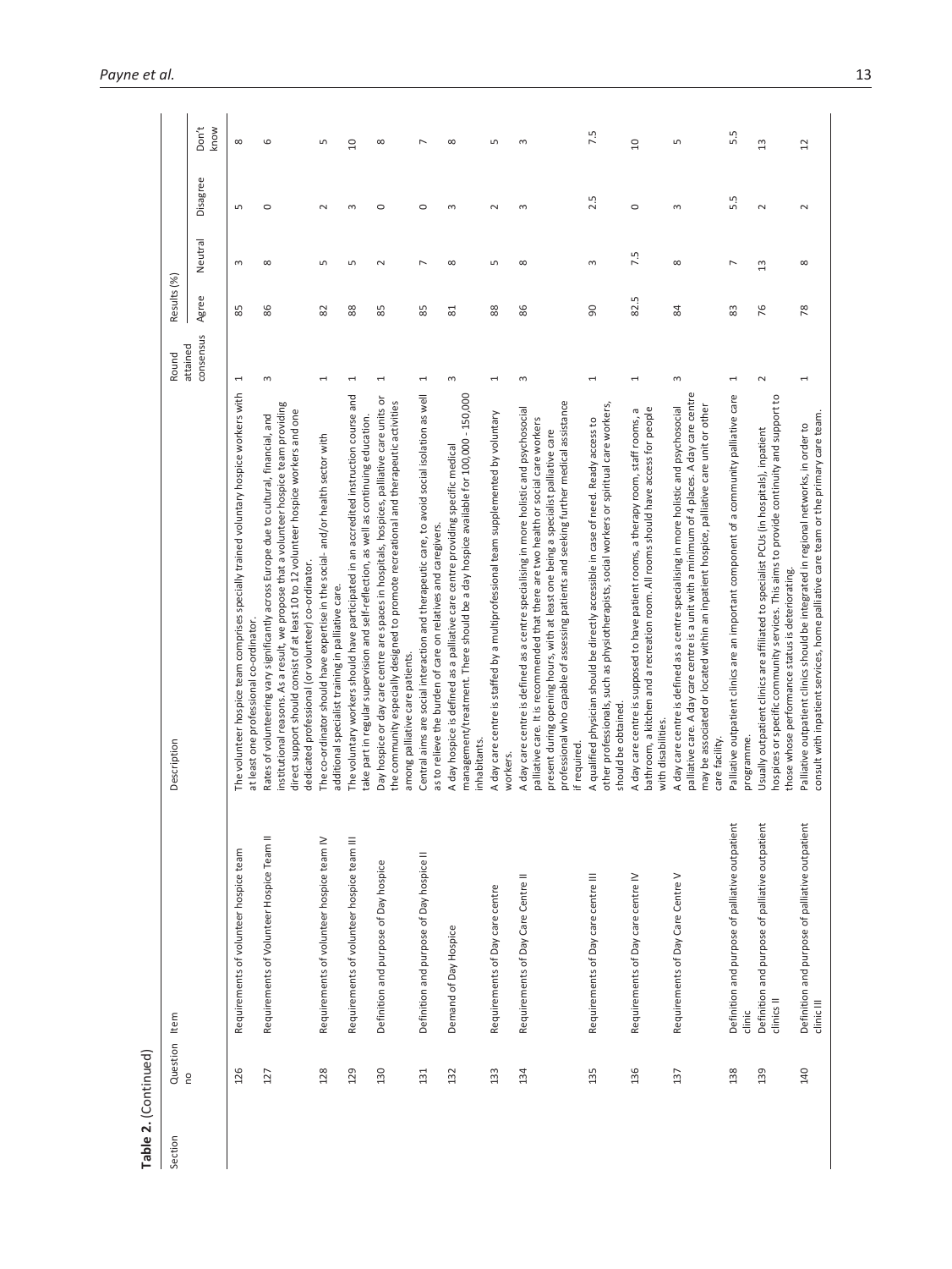**Table 2.** (Continued)

| Section | Question no | Item | Description | Round attained consensus | Results (%) | | | |
|---|---|---|---|---|---|---|---|---|
| | | | | | Agree | Neutral | Disagree | Don't know |
| | 126 | Requirements of volunteer hospice team | The volunteer hospice team comprises specially trained voluntary hospice workers with at least one professional co-ordinator. | 1 | 85 | 3 | 5 | 8 |
| | 127 | Requirements of Volunteer Hospice Team II | Rates of volunteering vary significantly across Europe due to cultural, financial, and institutional reasons. As a result, we propose that a volunteer hospice team providing direct support should consist of at least 10 to 12 volunteer hospice workers and one dedicated professional (or volunteer) co-ordinator. | 3 | 86 | 8 | 0 | 6 |
| | 128 | Requirements of volunteer hospice team IV | The co-ordinator should have expertise in the social- and/or health sector with additional specialist training in palliative care. | 1 | 82 | 5 | 2 | 5 |
| | 129 | Requirements of volunteer hospice team III | The voluntary workers should have participated in an accredited instruction course and take part in regular supervision and self-reflection, as well as continuing education. | 1 | 88 | 5 | 3 | 10 |
| | 130 | Definition and purpose of Day hospice | Day hospice or day care centre are spaces in hospitals, hospices, palliative care units or the community especially designed to promote recreational and therapeutic activities among palliative care patients. | 1 | 85 | 2 | 0 | 8 |
| | 131 | Definition and purpose of Day hospice II | Central aims are social interaction and therapeutic care, to avoid social isolation as well as to relieve the burden of care on relatives and caregivers. | 1 | 85 | 7 | 0 | 7 |
| | 132 | Demand of Day Hospice | A day hospice is defined as a palliative care centre providing specific medical management/treatment. There should be a day hospice available for 100,000 - 150,000 inhabitants. | 3 | 81 | 8 | 3 | 8 |
| | 133 | Requirements of Day care centre | A day care centre is staffed by a multiprofessional team supplemented by voluntary workers. | 1 | 88 | 5 | 2 | 5 |
| | 134 | Requirements of Day Care Centre II | A day care centre is defined as a centre specialising in more holistic and psychosocial palliative care. It is recommended that there are two health or social care workers present during opening hours, with at least one being a specialist palliative care professional who capable of assessing patients and seeking further medical assistance if required. | 3 | 86 | 8 | 3 | 3 |
| | 135 | Requirements of Day care centre III | A qualified physician should be directly accessible in case of need. Ready access to other professionals, such as physiotherapists, social workers or spiritual care workers, should be obtained. | 1 | 90 | 3 | 2.5 | 7.5 |
| | 136 | Requirements of Day care centre IV | A day care centre is supposed to have patient rooms, a therapy room, staff rooms, a bathroom, a kitchen and a recreation room. All rooms should have access for people with disabilities. | 1 | 82.5 | 7.5 | 0 | 10 |
| | 137 | Requirements of Day Care Centre V | A day care centre is defined as a centre specialising in more holistic and psychosocial palliative care. A day care centre is a unit with a minimum of 4 places. A day care centre may be associated or located within an inpatient hospice, palliative care unit or other care facility. | 3 | 84 | 8 | 3 | 5 |
| | 138 | Definition and purpose of palliative outpatient clinic | Palliative outpatient clinics are an important component of a community palliative care programme. | 1 | 83 | 7 | 5.5 | 5.5 |
| | 139 | Definition and purpose of palliative outpatient clinics II | Usually outpatient clinics are affiliated to specialist PCUs (in hospitals), inpatient hospices or specific community services. This aims to provide continuity and support to those whose performance status is deteriorating. | 2 | 76 | 13 | 2 | 13 |
| | 140 | Definition and purpose of palliative outpatient clinic III | Palliative outpatient clinics should be integrated in regional networks, in order to consult with inpatient services, home palliative care team or the primary care team. | 1 | 78 | 8 | 2 | 12 |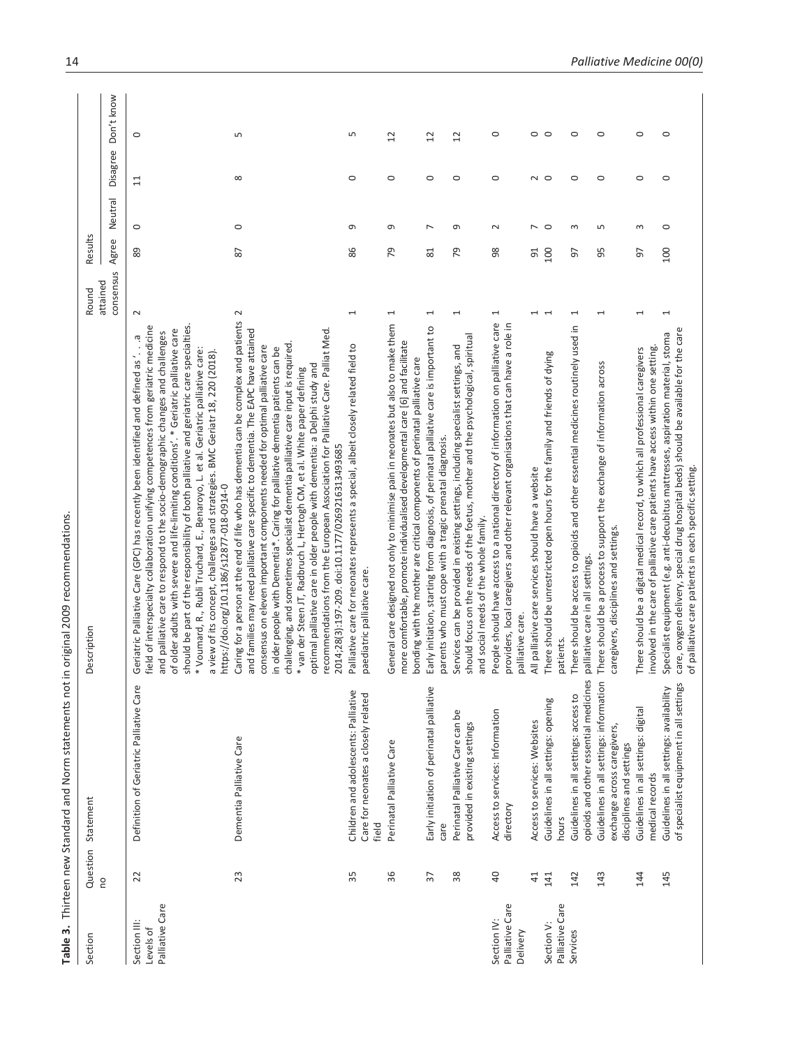**Table 3.** Thirteen new Standard and Norm statements not in original 2009 recommendations.

| Section | Question no | Statement | Description | Round attained consensus | Results | | | |
|---|---|---|---|---|---|---|---|---|
| | | | | | Agree | Neutral | Disagree | Don't know |
| Section III: Levels of Palliative Care | 22 | Definition of Geriatric Palliative Care | Geriatric Palliative Care (GPC) has recently been identified and defined as '. . .a field of interspecialty collaboration unifying competences from geriatric medicine and palliative care to respond to the socio-demographic changes and challenges of older adults with severe and life-limiting conditions'. * Geriatric palliative care should be part of the responsibility of both palliative and geriatric care specialties. * Voumard, R., Rubli Truchard, E., Benaroyo, L. et al. Geriatric palliative care: a view of its concept, challenges and strategies. BMC Geriatr 18, 220 (2018). https://doi.org/10.1186/s12877-018-0914-0 | 2 | 89 | 0 | 11 | 0 |
| | 23 | Dementia Palliative Care | Caring for a person at the end of life who has dementia can be complex and patients and families may need palliative care specific to dementia. The EAPC have attained consensus on eleven important components needed for optimal palliative care in older people with Dementia*. Caring for palliative dementia patients can be challenging, and sometimes specialist dementia palliative care input is required. * van der Steen JT, Radbruch L, Hertogh CM, et al. White paper defining optimal palliative care in older people with dementia: a Delphi study and recommendations from the European Association for Palliative Care. Palliat Med. 2014;28(3):197-209. doi:10.1177/0269216313493685 | 2 | 87 | 0 | 8 | 5 |
| | 35 | Children and adolescents: Palliative Care for neonates a closely related field | Palliative care for neonates represents a special, albeit closely related field to paediatric palliative care. | 1 | 86 | 9 | 0 | 5 |
| | 36 | Perinatal Palliative Care | General care designed not only to minimise pain in neonates but also to make them more comfortable, promote individualised developmental care [6] and facilitate bonding with the mother are critical components of perinatal palliative care | 1 | 79 | 9 | 0 | 12 |
| | 37 | Early initiation of perinatal palliative care | Early initiation, starting from diagnosis, of perinatal palliative care is important to parents who must cope with a tragic prenatal diagnosis. | 1 | 81 | 7 | 0 | 12 |
| | 38 | Perinatal Palliative Care can be provided in existing settings | Services can be provided in existing settings, including specialist settings, and should focus on the needs of the foetus, mother and the psychological, spiritual and social needs of the whole family. | 1 | 79 | 9 | 0 | 12 |
| Section IV: Palliative Care Delivery | 40 | Access to services: Information directory | People should have access to a national directory of information on palliative care providers, local caregivers and other relevant organisations that can have a role in palliative care. | 1 | 98 | 2 | 0 | 0 |
| | 41 | Access to services: Websites | All palliative care services should have a website | 1 | 91 | 7 | 2 | 0 |
| Section V: Palliative Care Services | 141 | Guidelines in all settings: opening hours | There should be unrestricted open hours for the family and friends of dying patients. | 1 | 100 | 0 | 0 | 0 |
| | 142 | Guidelines in all settings: access to opioids and other essential medicines | There should be access to opioids and other essential medicines routinely used in palliative care in all settings. | 1 | 97 | 3 | 0 | 0 |
| | 143 | Guidelines in all settings: information exchange across caregivers, disciplines and settings | There should be a process to support the exchange of information across caregivers, disciplines and settings. | 1 | 95 | 5 | 0 | 0 |
| | 144 | Guidelines in all settings: digital medical records | There should be a digital medical record, to which all professional caregivers involved in the care of palliative care patients have access within one setting. | 1 | 97 | 3 | 0 | 0 |
| | 145 | Guidelines in all settings: availability of specialist equipment in all settings | Specialist equipment (e.g. anti-decubitus mattresses, aspiration material, stoma care, oxygen delivery, special drug hospital beds) should be available for the care of palliative care patients in each specific setting. | 1 | 100 | 0 | 0 | 0 |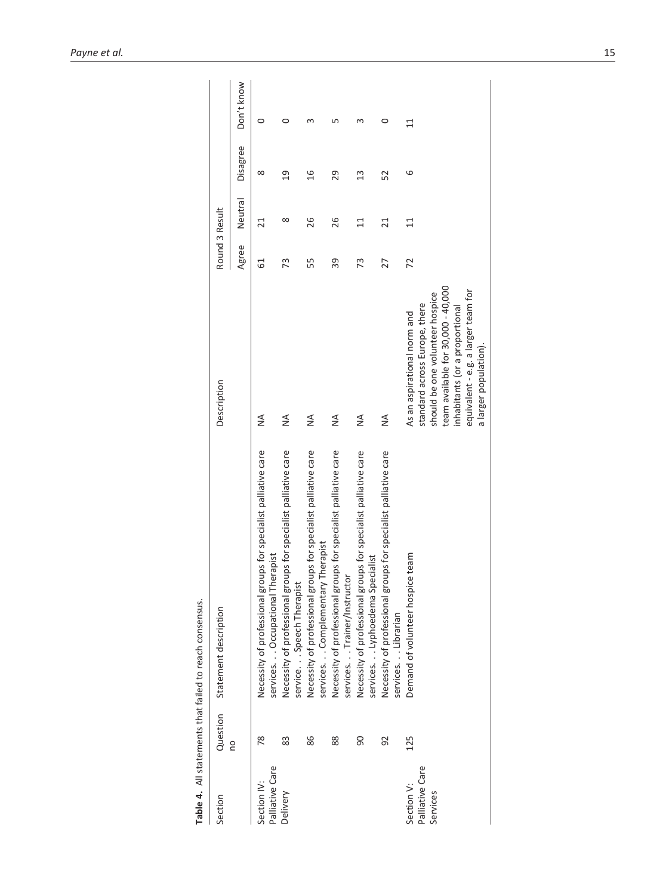**Table 4.** All statements that failed to reach consensus.

| Section | Question no | Statement description | Description | Round 3 Result | | | |
|---|---|---|---|---|---|---|---|
| | | | | Agree | Neutral | Disagree | Don't know |
| Section IV: Palliative Care Delivery | 78 | Necessity of professional groups for specialist palliative care services. . . Occupational Therapist | NA | 61 | 21 | 8 | 0 |
| | 83 | Necessity of professional groups for specialist palliative care service. . . Speech Therapist | NA | 73 | 8 | 19 | 0 |
| | 86 | Necessity of professional groups for specialist palliative care services. . . Complementary Therapist | NA | 55 | 26 | 16 | 3 |
| | 88 | Necessity of professional groups for specialist palliative care services. . . Trainer/Instructor | NA | 39 | 26 | 29 | 5 |
| | 90 | Necessity of professional groups for specialist palliative care services. . . Lyphoedema Specialist | NA | 73 | 11 | 13 | 3 |
| | 92 | Necessity of professional groups for specialist palliative care services. . . Librarian | NA | 27 | 21 | 52 | 0 |
| Section V: Palliative Care Services | 125 | Demand of volunteer hospice team | As an aspirational norm and standard across Europe, there should be one volunteer hospice team available for 30,000 - 40,000 inhabitants (or a proportional equivalent - e.g. a larger team for a larger population). | 72 | 11 | 6 | 11 |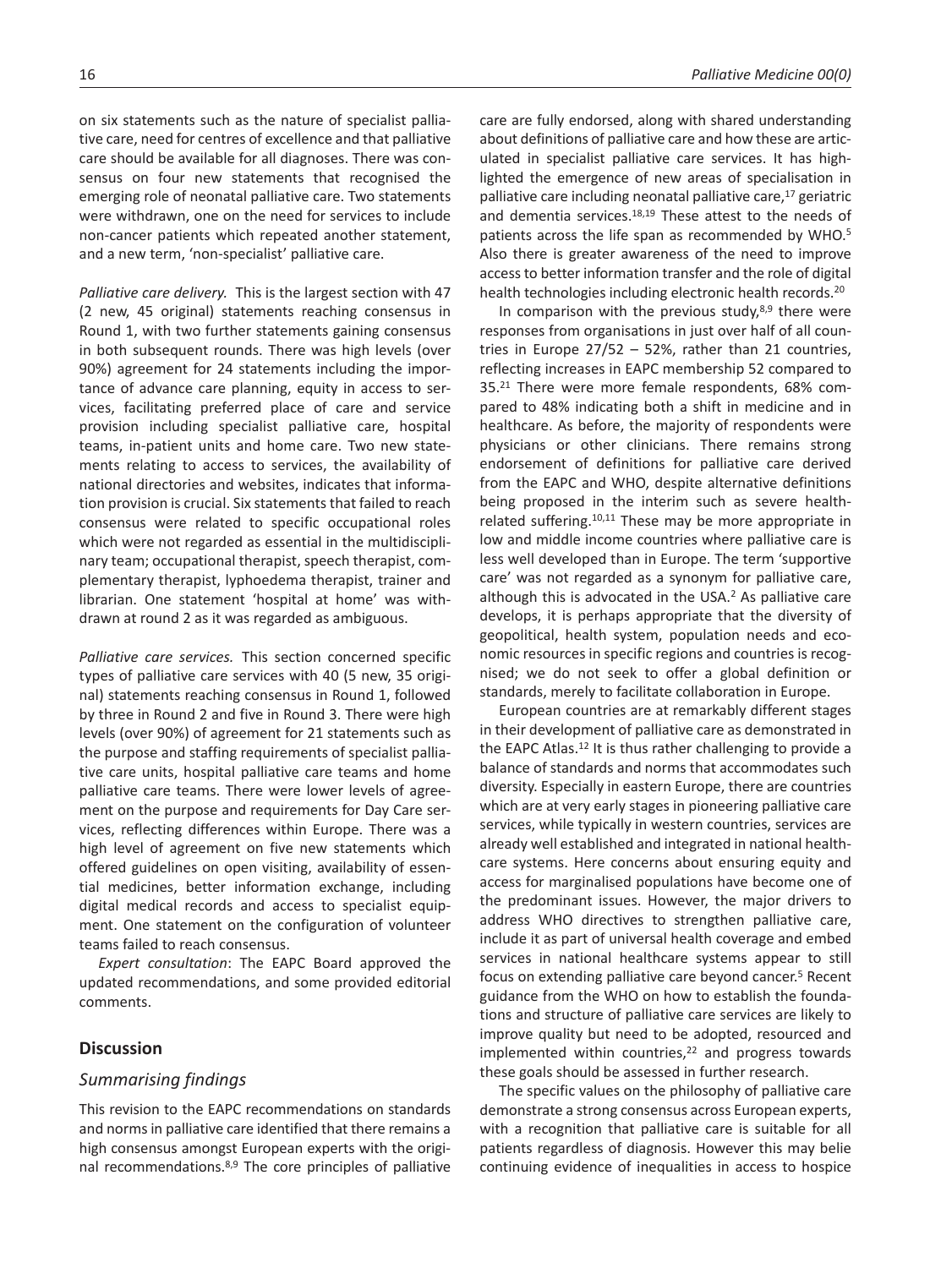on six statements such as the nature of specialist palliative care, need for centres of excellence and that palliative care should be available for all diagnoses. There was consensus on four new statements that recognised the emerging role of neonatal palliative care. Two statements were withdrawn, one on the need for services to include non-cancer patients which repeated another statement, and a new term, 'non-specialist' palliative care.

*Palliative care delivery.* This is the largest section with 47 (2 new, 45 original) statements reaching consensus in Round 1, with two further statements gaining consensus in both subsequent rounds. There was high levels (over 90%) agreement for 24 statements including the importance of advance care planning, equity in access to services, facilitating preferred place of care and service provision including specialist palliative care, hospital teams, in-patient units and home care. Two new statements relating to access to services, the availability of national directories and websites, indicates that information provision is crucial. Six statements that failed to reach consensus were related to specific occupational roles which were not regarded as essential in the multidisciplinary team; occupational therapist, speech therapist, complementary therapist, lyphoedema therapist, trainer and librarian. One statement 'hospital at home' was withdrawn at round 2 as it was regarded as ambiguous.

*Palliative care services.* This section concerned specific types of palliative care services with 40 (5 new, 35 original) statements reaching consensus in Round 1, followed by three in Round 2 and five in Round 3. There were high levels (over 90%) of agreement for 21 statements such as the purpose and staffing requirements of specialist palliative care units, hospital palliative care teams and home palliative care teams. There were lower levels of agreement on the purpose and requirements for Day Care services, reflecting differences within Europe. There was a high level of agreement on five new statements which offered guidelines on open visiting, availability of essential medicines, better information exchange, including digital medical records and access to specialist equipment. One statement on the configuration of volunteer teams failed to reach consensus.

*Expert consultation*: The EAPC Board approved the updated recommendations, and some provided editorial comments.

## Discussion

### Summarising findings

This revision to the EAPC recommendations on standards and norms in palliative care identified that there remains a high consensus amongst European experts with the original recommendations.[8,9] The core principles of palliative care are fully endorsed, along with shared understanding about definitions of palliative care and how these are articulated in specialist palliative care services. It has highlighted the emergence of new areas of specialisation in palliative care including neonatal palliative care,[17] geriatric and dementia services.[18,19] These attest to the needs of patients across the life span as recommended by WHO.[5] Also there is greater awareness of the need to improve access to better information transfer and the role of digital health technologies including electronic health records.[20]

In comparison with the previous study,[8,9] there were responses from organisations in just over half of all countries in Europe 27/52 – 52%, rather than 21 countries, reflecting increases in EAPC membership 52 compared to 35.[21] There were more female respondents, 68% compared to 48% indicating both a shift in medicine and in healthcare. As before, the majority of respondents were physicians or other clinicians. There remains strong endorsement of definitions for palliative care derived from the EAPC and WHO, despite alternative definitions being proposed in the interim such as severe health-related suffering.[10,11] These may be more appropriate in low and middle income countries where palliative care is less well developed than in Europe. The term 'supportive care' was not regarded as a synonym for palliative care, although this is advocated in the USA.[2] As palliative care develops, it is perhaps appropriate that the diversity of geopolitical, health system, population needs and economic resources in specific regions and countries is recognised; we do not seek to offer a global definition or standards, merely to facilitate collaboration in Europe.

European countries are at remarkably different stages in their development of palliative care as demonstrated in the EAPC Atlas.[12] It is thus rather challenging to provide a balance of standards and norms that accommodates such diversity. Especially in eastern Europe, there are countries which are at very early stages in pioneering palliative care services, while typically in western countries, services are already well established and integrated in national healthcare systems. Here concerns about ensuring equity and access for marginalised populations have become one of the predominant issues. However, the major drivers to address WHO directives to strengthen palliative care, include it as part of universal health coverage and embed services in national healthcare systems appear to still focus on extending palliative care beyond cancer.[5] Recent guidance from the WHO on how to establish the foundations and structure of palliative care services are likely to improve quality but need to be adopted, resourced and implemented within countries,[22] and progress towards these goals should be assessed in further research.

The specific values on the philosophy of palliative care demonstrate a strong consensus across European experts, with a recognition that palliative care is suitable for all patients regardless of diagnosis. However this may belie continuing evidence of inequalities in access to hospice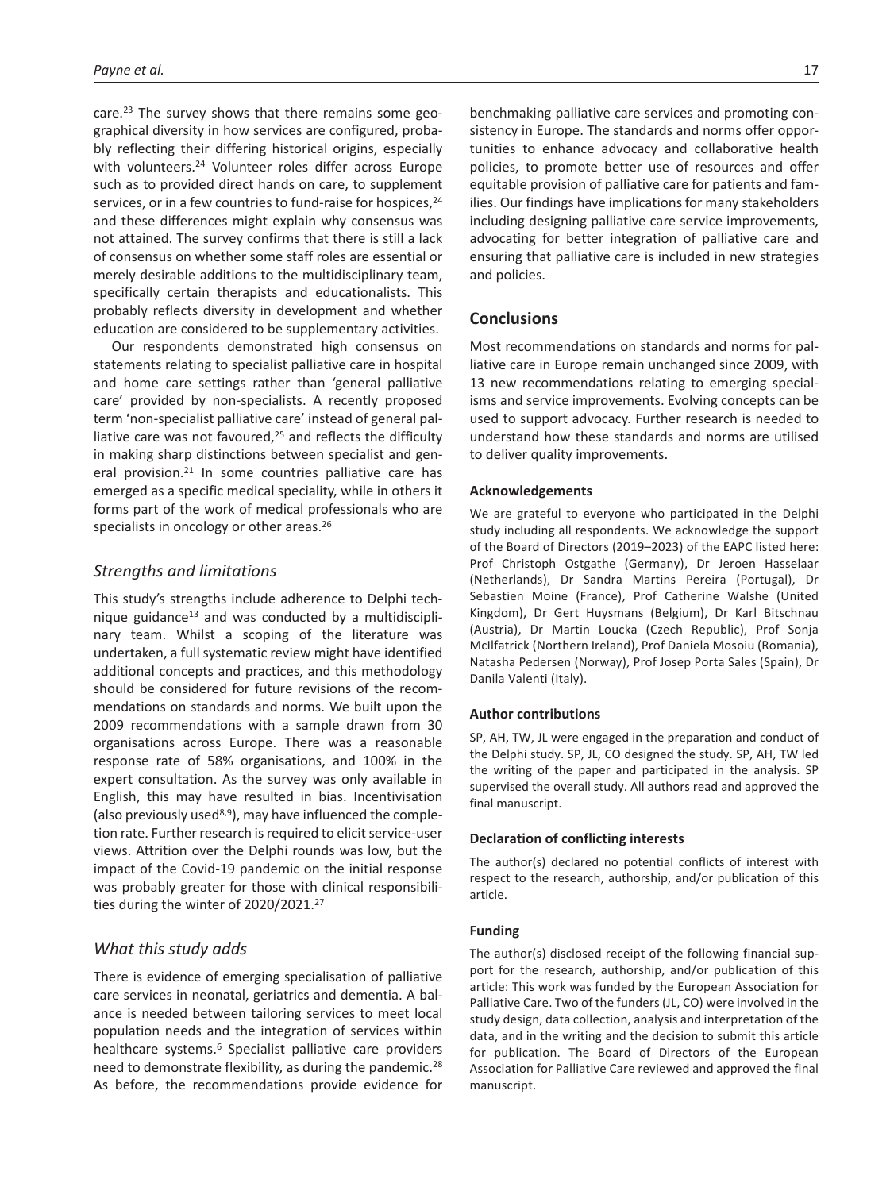care.[23] The survey shows that there remains some geographical diversity in how services are configured, probably reflecting their differing historical origins, especially with volunteers.[24] Volunteer roles differ across Europe such as to provided direct hands on care, to supplement services, or in a few countries to fund-raise for hospices,[24] and these differences might explain why consensus was not attained. The survey confirms that there is still a lack of consensus on whether some staff roles are essential or merely desirable additions to the multidisciplinary team, specifically certain therapists and educationalists. This probably reflects diversity in development and whether education are considered to be supplementary activities.

Our respondents demonstrated high consensus on statements relating to specialist palliative care in hospital and home care settings rather than 'general palliative care' provided by non-specialists. A recently proposed term 'non-specialist palliative care' instead of general palliative care was not favoured,[25] and reflects the difficulty in making sharp distinctions between specialist and general provision.[21] In some countries palliative care has emerged as a specific medical speciality, while in others it forms part of the work of medical professionals who are specialists in oncology or other areas.[26]

### *Strengths and limitations*

This study's strengths include adherence to Delphi technique guidance[13] and was conducted by a multidisciplinary team. Whilst a scoping of the literature was undertaken, a full systematic review might have identified additional concepts and practices, and this methodology should be considered for future revisions of the recommendations on standards and norms. We built upon the 2009 recommendations with a sample drawn from 30 organisations across Europe. There was a reasonable response rate of 58% organisations, and 100% in the expert consultation. As the survey was only available in English, this may have resulted in bias. Incentivisation (also previously used[8,9]), may have influenced the completion rate. Further research is required to elicit service-user views. Attrition over the Delphi rounds was low, but the impact of the Covid-19 pandemic on the initial response was probably greater for those with clinical responsibilities during the winter of 2020/2021.[27]

### *What this study adds*

There is evidence of emerging specialisation of palliative care services in neonatal, geriatrics and dementia. A balance is needed between tailoring services to meet local population needs and the integration of services within healthcare systems.[6] Specialist palliative care providers need to demonstrate flexibility, as during the pandemic.[28] As before, the recommendations provide evidence for benchmaking palliative care services and promoting consistency in Europe. The standards and norms offer opportunities to enhance advocacy and collaborative health policies, to promote better use of resources and offer equitable provision of palliative care for patients and families. Our findings have implications for many stakeholders including designing palliative care service improvements, advocating for better integration of palliative care and ensuring that palliative care is included in new strategies and policies.

## Conclusions

Most recommendations on standards and norms for palliative care in Europe remain unchanged since 2009, with 13 new recommendations relating to emerging specialisms and service improvements. Evolving concepts can be used to support advocacy. Further research is needed to understand how these standards and norms are utilised to deliver quality improvements.

#### Acknowledgements

We are grateful to everyone who participated in the Delphi study including all respondents. We acknowledge the support of the Board of Directors (2019–2023) of the EAPC listed here: Prof Christoph Ostgathe (Germany), Dr Jeroen Hasselaar (Netherlands), Dr Sandra Martins Pereira (Portugal), Dr Sebastien Moine (France), Prof Catherine Walshe (United Kingdom), Dr Gert Huysmans (Belgium), Dr Karl Bitschnau (Austria), Dr Martin Loucka (Czech Republic), Prof Sonja McIlfatrick (Northern Ireland), Prof Daniela Mosoiu (Romania), Natasha Pedersen (Norway), Prof Josep Porta Sales (Spain), Dr Danila Valenti (Italy).

#### Author contributions

SP, AH, TW, JL were engaged in the preparation and conduct of the Delphi study. SP, JL, CO designed the study. SP, AH, TW led the writing of the paper and participated in the analysis. SP supervised the overall study. All authors read and approved the final manuscript.

#### Declaration of conflicting interests

The author(s) declared no potential conflicts of interest with respect to the research, authorship, and/or publication of this article.

#### Funding

The author(s) disclosed receipt of the following financial support for the research, authorship, and/or publication of this article: This work was funded by the European Association for Palliative Care. Two of the funders (JL, CO) were involved in the study design, data collection, analysis and interpretation of the data, and in the writing and the decision to submit this article for publication. The Board of Directors of the European Association for Palliative Care reviewed and approved the final manuscript.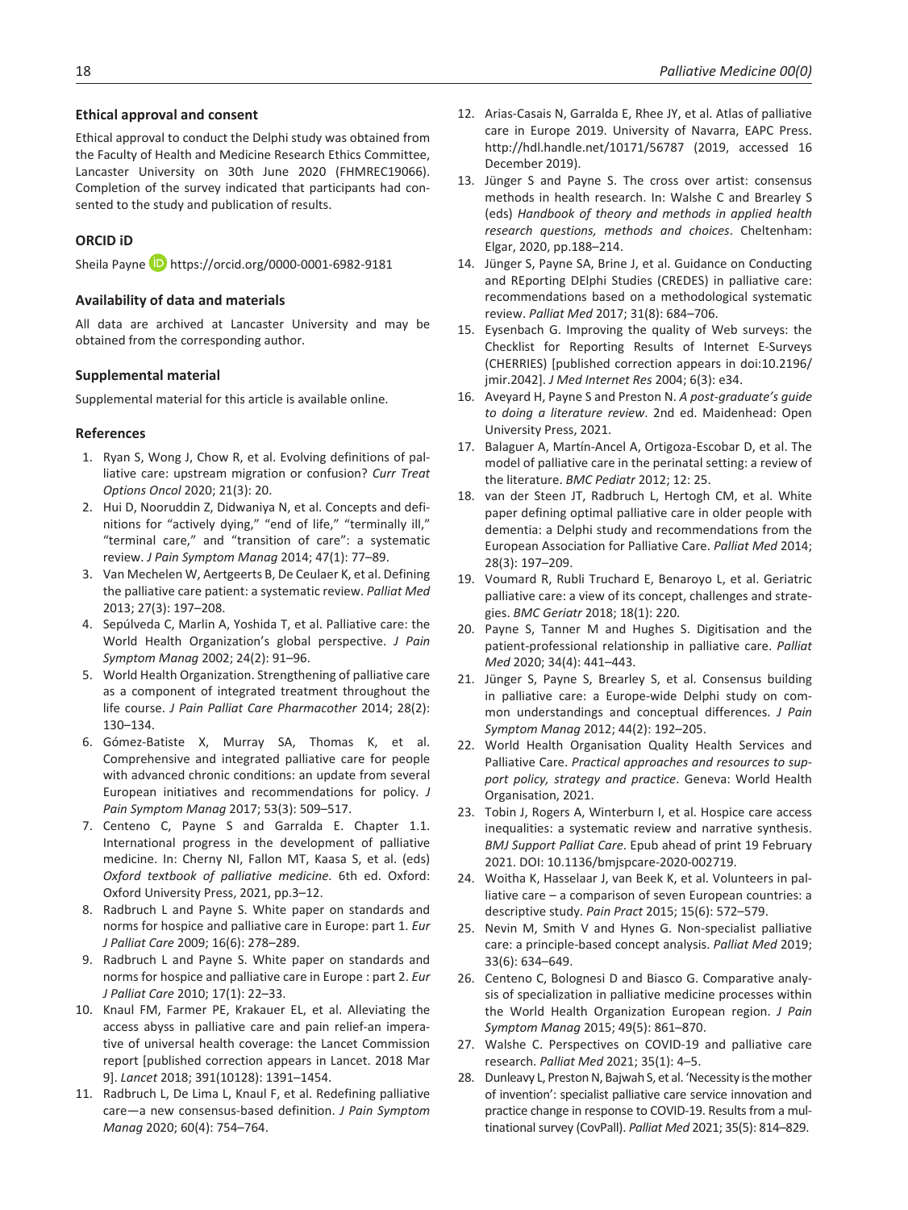## Ethical approval and consent

Ethical approval to conduct the Delphi study was obtained from the Faculty of Health and Medicine Research Ethics Committee, Lancaster University on 30th June 2020 (FHMREC19066). Completion of the survey indicated that participants had consented to the study and publication of results.

## ORCID iD

Sheila Payne https://orcid.org/0000-0001-6982-9181

## Availability of data and materials

All data are archived at Lancaster University and may be obtained from the corresponding author.

## Supplemental material

Supplemental material for this article is available online.

## References

1. Ryan S, Wong J, Chow R, et al. Evolving definitions of palliative care: upstream migration or confusion? *Curr Treat Options Oncol* 2020; 21(3): 20.
2. Hui D, Nooruddin Z, Didwaniya N, et al. Concepts and definitions for "actively dying," "end of life," "terminally ill," "terminal care," and "transition of care": a systematic review. *J Pain Symptom Manag* 2014; 47(1): 77–89.
3. Van Mechelen W, Aertgeerts B, De Ceulaer K, et al. Defining the palliative care patient: a systematic review. *Palliat Med* 2013; 27(3): 197–208.
4. Sepúlveda C, Marlin A, Yoshida T, et al. Palliative care: the World Health Organization's global perspective. *J Pain Symptom Manag* 2002; 24(2): 91–96.
5. World Health Organization. Strengthening of palliative care as a component of integrated treatment throughout the life course. *J Pain Palliat Care Pharmacother* 2014; 28(2): 130–134.
6. Gómez-Batiste X, Murray SA, Thomas K, et al. Comprehensive and integrated palliative care for people with advanced chronic conditions: an update from several European initiatives and recommendations for policy. *J Pain Symptom Manag* 2017; 53(3): 509–517.
7. Centeno C, Payne S and Garralda E. Chapter 1.1. International progress in the development of palliative medicine. In: Cherny NI, Fallon MT, Kaasa S, et al. (eds) *Oxford textbook of palliative medicine*. 6th ed. Oxford: Oxford University Press, 2021, pp.3–12.
8. Radbruch L and Payne S. White paper on standards and norms for hospice and palliative care in Europe: part 1. *Eur J Palliat Care* 2009; 16(6): 278–289.
9. Radbruch L and Payne S. White paper on standards and norms for hospice and palliative care in Europe : part 2. *Eur J Palliat Care* 2010; 17(1): 22–33.
10. Knaul FM, Farmer PE, Krakauer EL, et al. Alleviating the access abyss in palliative care and pain relief-an imperative of universal health coverage: the Lancet Commission report [published correction appears in Lancet. 2018 Mar 9]. *Lancet* 2018; 391(10128): 1391–1454.
11. Radbruch L, De Lima L, Knaul F, et al. Redefining palliative care—a new consensus-based definition. *J Pain Symptom Manag* 2020; 60(4): 754–764.
12. Arias-Casais N, Garralda E, Rhee JY, et al. Atlas of palliative care in Europe 2019. University of Navarra, EAPC Press. http://hdl.handle.net/10171/56787 (2019, accessed 16 December 2019).
13. Jünger S and Payne S. The cross over artist: consensus methods in health research. In: Walshe C and Brearley S (eds) *Handbook of theory and methods in applied health research questions, methods and choices*. Cheltenham: Elgar, 2020, pp.188–214.
14. Jünger S, Payne SA, Brine J, et al. Guidance on Conducting and REporting DElphi Studies (CREDES) in palliative care: recommendations based on a methodological systematic review. *Palliat Med* 2017; 31(8): 684–706.
15. Eysenbach G. Improving the quality of Web surveys: the Checklist for Reporting Results of Internet E-Surveys (CHERRIES) [published correction appears in doi:10.2196/jmir.2042]. *J Med Internet Res* 2004; 6(3): e34.
16. Aveyard H, Payne S and Preston N. *A post-graduate's guide to doing a literature review*. 2nd ed. Maidenhead: Open University Press, 2021.
17. Balaguer A, Martín-Ancel A, Ortigoza-Escobar D, et al. The model of palliative care in the perinatal setting: a review of the literature. *BMC Pediatr* 2012; 12: 25.
18. van der Steen JT, Radbruch L, Hertogh CM, et al. White paper defining optimal palliative care in older people with dementia: a Delphi study and recommendations from the European Association for Palliative Care. *Palliat Med* 2014; 28(3): 197–209.
19. Voumard R, Rubli Truchard E, Benaroyo L, et al. Geriatric palliative care: a view of its concept, challenges and strategies. *BMC Geriatr* 2018; 18(1): 220.
20. Payne S, Tanner M and Hughes S. Digitisation and the patient-professional relationship in palliative care. *Palliat Med* 2020; 34(4): 441–443.
21. Jünger S, Payne S, Brearley S, et al. Consensus building in palliative care: a Europe-wide Delphi study on common understandings and conceptual differences. *J Pain Symptom Manag* 2012; 44(2): 192–205.
22. World Health Organisation Quality Health Services and Palliative Care. *Practical approaches and resources to support policy, strategy and practice*. Geneva: World Health Organisation, 2021.
23. Tobin J, Rogers A, Winterburn I, et al. Hospice care access inequalities: a systematic review and narrative synthesis. *BMJ Support Palliat Care*. Epub ahead of print 19 February 2021. DOI: 10.1136/bmjspcare-2020-002719.
24. Woitha K, Hasselaar J, van Beek K, et al. Volunteers in palliative care – a comparison of seven European countries: a descriptive study. *Pain Pract* 2015; 15(6): 572–579.
25. Nevin M, Smith V and Hynes G. Non-specialist palliative care: a principle-based concept analysis. *Palliat Med* 2019; 33(6): 634–649.
26. Centeno C, Bolognesi D and Biasco G. Comparative analysis of specialization in palliative medicine processes within the World Health Organization European region. *J Pain Symptom Manag* 2015; 49(5): 861–870.
27. Walshe C. Perspectives on COVID-19 and palliative care research. *Palliat Med* 2021; 35(1): 4–5.
28. Dunleavy L, Preston N, Bajwah S, et al. 'Necessity is the mother of invention': specialist palliative care service innovation and practice change in response to COVID-19. Results from a multinational survey (CovPall). *Palliat Med* 2021; 35(5): 814–829.